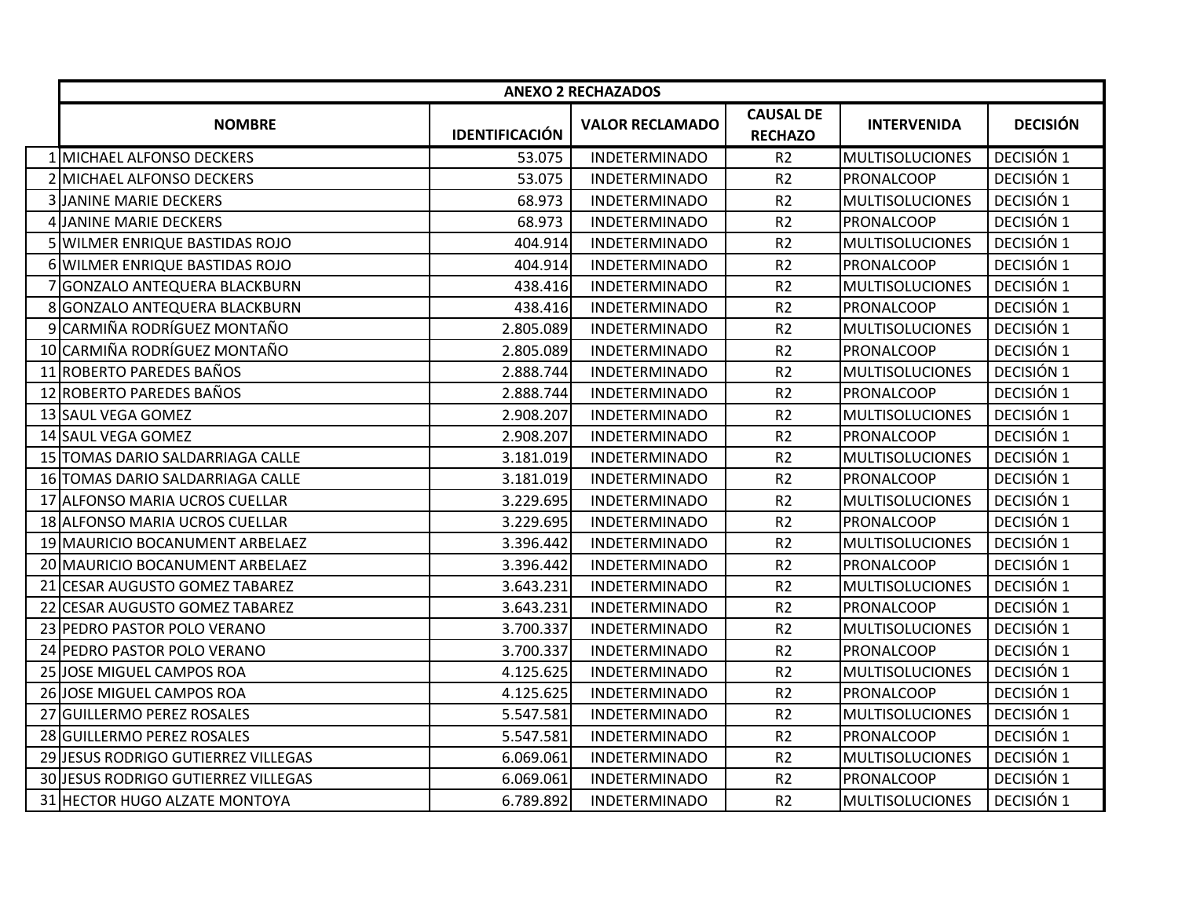| | ANEXO 2 RECHAZADOS | | | | | |
|---|---|---|---|---|---|---|
| | NOMBRE | IDENTIFICACIÓN | VALOR RECLAMADO | CAUSAL DE RECHAZO | INTERVENIDA | DECISIÓN |
| 1 | MICHAEL ALFONSO DECKERS | 53.075 | INDETERMINADO | R2 | MULTISOLUCIONES | DECISIÓN 1 |
| 2 | MICHAEL ALFONSO DECKERS | 53.075 | INDETERMINADO | R2 | PRONALCOOP | DECISIÓN 1 |
| 3 | JANINE MARIE DECKERS | 68.973 | INDETERMINADO | R2 | MULTISOLUCIONES | DECISIÓN 1 |
| 4 | JANINE MARIE DECKERS | 68.973 | INDETERMINADO | R2 | PRONALCOOP | DECISIÓN 1 |
| 5 | WILMER ENRIQUE BASTIDAS ROJO | 404.914 | INDETERMINADO | R2 | MULTISOLUCIONES | DECISIÓN 1 |
| 6 | WILMER ENRIQUE BASTIDAS ROJO | 404.914 | INDETERMINADO | R2 | PRONALCOOP | DECISIÓN 1 |
| 7 | GONZALO ANTEQUERA BLACKBURN | 438.416 | INDETERMINADO | R2 | MULTISOLUCIONES | DECISIÓN 1 |
| 8 | GONZALO ANTEQUERA BLACKBURN | 438.416 | INDETERMINADO | R2 | PRONALCOOP | DECISIÓN 1 |
| 9 | CARMIÑA RODRÍGUEZ MONTAÑO | 2.805.089 | INDETERMINADO | R2 | MULTISOLUCIONES | DECISIÓN 1 |
| 10 | CARMIÑA RODRÍGUEZ MONTAÑO | 2.805.089 | INDETERMINADO | R2 | PRONALCOOP | DECISIÓN 1 |
| 11 | ROBERTO PAREDES BAÑOS | 2.888.744 | INDETERMINADO | R2 | MULTISOLUCIONES | DECISIÓN 1 |
| 12 | ROBERTO PAREDES BAÑOS | 2.888.744 | INDETERMINADO | R2 | PRONALCOOP | DECISIÓN 1 |
| 13 | SAUL VEGA GOMEZ | 2.908.207 | INDETERMINADO | R2 | MULTISOLUCIONES | DECISIÓN 1 |
| 14 | SAUL VEGA GOMEZ | 2.908.207 | INDETERMINADO | R2 | PRONALCOOP | DECISIÓN 1 |
| 15 | TOMAS DARIO SALDARRIAGA CALLE | 3.181.019 | INDETERMINADO | R2 | MULTISOLUCIONES | DECISIÓN 1 |
| 16 | TOMAS DARIO SALDARRIAGA CALLE | 3.181.019 | INDETERMINADO | R2 | PRONALCOOP | DECISIÓN 1 |
| 17 | ALFONSO MARIA UCROS CUELLAR | 3.229.695 | INDETERMINADO | R2 | MULTISOLUCIONES | DECISIÓN 1 |
| 18 | ALFONSO MARIA UCROS CUELLAR | 3.229.695 | INDETERMINADO | R2 | PRONALCOOP | DECISIÓN 1 |
| 19 | MAURICIO BOCANUMENT ARBELAEZ | 3.396.442 | INDETERMINADO | R2 | MULTISOLUCIONES | DECISIÓN 1 |
| 20 | MAURICIO BOCANUMENT ARBELAEZ | 3.396.442 | INDETERMINADO | R2 | PRONALCOOP | DECISIÓN 1 |
| 21 | CESAR AUGUSTO GOMEZ TABAREZ | 3.643.231 | INDETERMINADO | R2 | MULTISOLUCIONES | DECISIÓN 1 |
| 22 | CESAR AUGUSTO GOMEZ TABAREZ | 3.643.231 | INDETERMINADO | R2 | PRONALCOOP | DECISIÓN 1 |
| 23 | PEDRO PASTOR POLO VERANO | 3.700.337 | INDETERMINADO | R2 | MULTISOLUCIONES | DECISIÓN 1 |
| 24 | PEDRO PASTOR POLO VERANO | 3.700.337 | INDETERMINADO | R2 | PRONALCOOP | DECISIÓN 1 |
| 25 | JOSE MIGUEL CAMPOS ROA | 4.125.625 | INDETERMINADO | R2 | MULTISOLUCIONES | DECISIÓN 1 |
| 26 | JOSE MIGUEL CAMPOS ROA | 4.125.625 | INDETERMINADO | R2 | PRONALCOOP | DECISIÓN 1 |
| 27 | GUILLERMO PEREZ ROSALES | 5.547.581 | INDETERMINADO | R2 | MULTISOLUCIONES | DECISIÓN 1 |
| 28 | GUILLERMO PEREZ ROSALES | 5.547.581 | INDETERMINADO | R2 | PRONALCOOP | DECISIÓN 1 |
| 29 | JESUS RODRIGO GUTIERREZ VILLEGAS | 6.069.061 | INDETERMINADO | R2 | MULTISOLUCIONES | DECISIÓN 1 |
| 30 | JESUS RODRIGO GUTIERREZ VILLEGAS | 6.069.061 | INDETERMINADO | R2 | PRONALCOOP | DECISIÓN 1 |
| 31 | HECTOR HUGO ALZATE MONTOYA | 6.789.892 | INDETERMINADO | R2 | MULTISOLUCIONES | DECISIÓN 1 |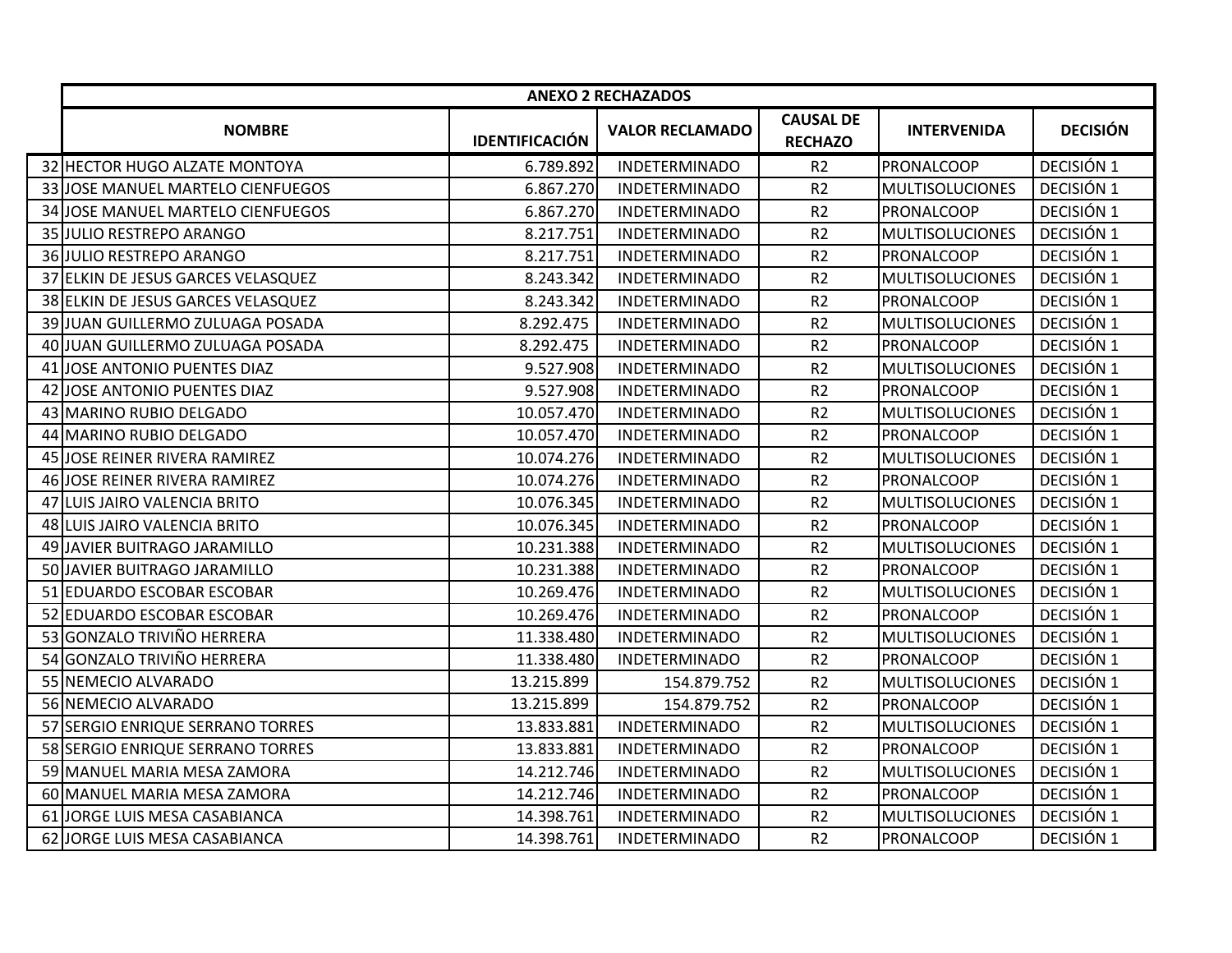| | ANEXO 2 RECHAZADOS | | | | | |
|---|---|---|---|---|---|---|
| | NOMBRE | IDENTIFICACIÓN | VALOR RECLAMADO | CAUSAL DE RECHAZO | INTERVENIDA | DECISIÓN |
| 32 | HECTOR HUGO ALZATE MONTOYA | 6.789.892 | INDETERMINADO | R2 | PRONALCOOP | DECISIÓN 1 |
| 33 | JOSE MANUEL MARTELO CIENFUEGOS | 6.867.270 | INDETERMINADO | R2 | MULTISOLUCIONES | DECISIÓN 1 |
| 34 | JOSE MANUEL MARTELO CIENFUEGOS | 6.867.270 | INDETERMINADO | R2 | PRONALCOOP | DECISIÓN 1 |
| 35 | JULIO RESTREPO ARANGO | 8.217.751 | INDETERMINADO | R2 | MULTISOLUCIONES | DECISIÓN 1 |
| 36 | JULIO RESTREPO ARANGO | 8.217.751 | INDETERMINADO | R2 | PRONALCOOP | DECISIÓN 1 |
| 37 | ELKIN DE JESUS GARCES VELASQUEZ | 8.243.342 | INDETERMINADO | R2 | MULTISOLUCIONES | DECISIÓN 1 |
| 38 | ELKIN DE JESUS GARCES VELASQUEZ | 8.243.342 | INDETERMINADO | R2 | PRONALCOOP | DECISIÓN 1 |
| 39 | JUAN GUILLERMO ZULUAGA POSADA | 8.292.475 | INDETERMINADO | R2 | MULTISOLUCIONES | DECISIÓN 1 |
| 40 | JUAN GUILLERMO ZULUAGA POSADA | 8.292.475 | INDETERMINADO | R2 | PRONALCOOP | DECISIÓN 1 |
| 41 | JOSE ANTONIO PUENTES DIAZ | 9.527.908 | INDETERMINADO | R2 | MULTISOLUCIONES | DECISIÓN 1 |
| 42 | JOSE ANTONIO PUENTES DIAZ | 9.527.908 | INDETERMINADO | R2 | PRONALCOOP | DECISIÓN 1 |
| 43 | MARINO RUBIO DELGADO | 10.057.470 | INDETERMINADO | R2 | MULTISOLUCIONES | DECISIÓN 1 |
| 44 | MARINO RUBIO DELGADO | 10.057.470 | INDETERMINADO | R2 | PRONALCOOP | DECISIÓN 1 |
| 45 | JOSE REINER RIVERA RAMIREZ | 10.074.276 | INDETERMINADO | R2 | MULTISOLUCIONES | DECISIÓN 1 |
| 46 | JOSE REINER RIVERA RAMIREZ | 10.074.276 | INDETERMINADO | R2 | PRONALCOOP | DECISIÓN 1 |
| 47 | LUIS JAIRO VALENCIA BRITO | 10.076.345 | INDETERMINADO | R2 | MULTISOLUCIONES | DECISIÓN 1 |
| 48 | LUIS JAIRO VALENCIA BRITO | 10.076.345 | INDETERMINADO | R2 | PRONALCOOP | DECISIÓN 1 |
| 49 | JAVIER BUITRAGO JARAMILLO | 10.231.388 | INDETERMINADO | R2 | MULTISOLUCIONES | DECISIÓN 1 |
| 50 | JAVIER BUITRAGO JARAMILLO | 10.231.388 | INDETERMINADO | R2 | PRONALCOOP | DECISIÓN 1 |
| 51 | EDUARDO ESCOBAR ESCOBAR | 10.269.476 | INDETERMINADO | R2 | MULTISOLUCIONES | DECISIÓN 1 |
| 52 | EDUARDO ESCOBAR ESCOBAR | 10.269.476 | INDETERMINADO | R2 | PRONALCOOP | DECISIÓN 1 |
| 53 | GONZALO TRIVIÑO HERRERA | 11.338.480 | INDETERMINADO | R2 | MULTISOLUCIONES | DECISIÓN 1 |
| 54 | GONZALO TRIVIÑO HERRERA | 11.338.480 | INDETERMINADO | R2 | PRONALCOOP | DECISIÓN 1 |
| 55 | NEMECIO ALVARADO | 13.215.899 | 154.879.752 | R2 | MULTISOLUCIONES | DECISIÓN 1 |
| 56 | NEMECIO ALVARADO | 13.215.899 | 154.879.752 | R2 | PRONALCOOP | DECISIÓN 1 |
| 57 | SERGIO ENRIQUE SERRANO TORRES | 13.833.881 | INDETERMINADO | R2 | MULTISOLUCIONES | DECISIÓN 1 |
| 58 | SERGIO ENRIQUE SERRANO TORRES | 13.833.881 | INDETERMINADO | R2 | PRONALCOOP | DECISIÓN 1 |
| 59 | MANUEL MARIA MESA ZAMORA | 14.212.746 | INDETERMINADO | R2 | MULTISOLUCIONES | DECISIÓN 1 |
| 60 | MANUEL MARIA MESA ZAMORA | 14.212.746 | INDETERMINADO | R2 | PRONALCOOP | DECISIÓN 1 |
| 61 | JORGE LUIS MESA CASABIANCA | 14.398.761 | INDETERMINADO | R2 | MULTISOLUCIONES | DECISIÓN 1 |
| 62 | JORGE LUIS MESA CASABIANCA | 14.398.761 | INDETERMINADO | R2 | PRONALCOOP | DECISIÓN 1 |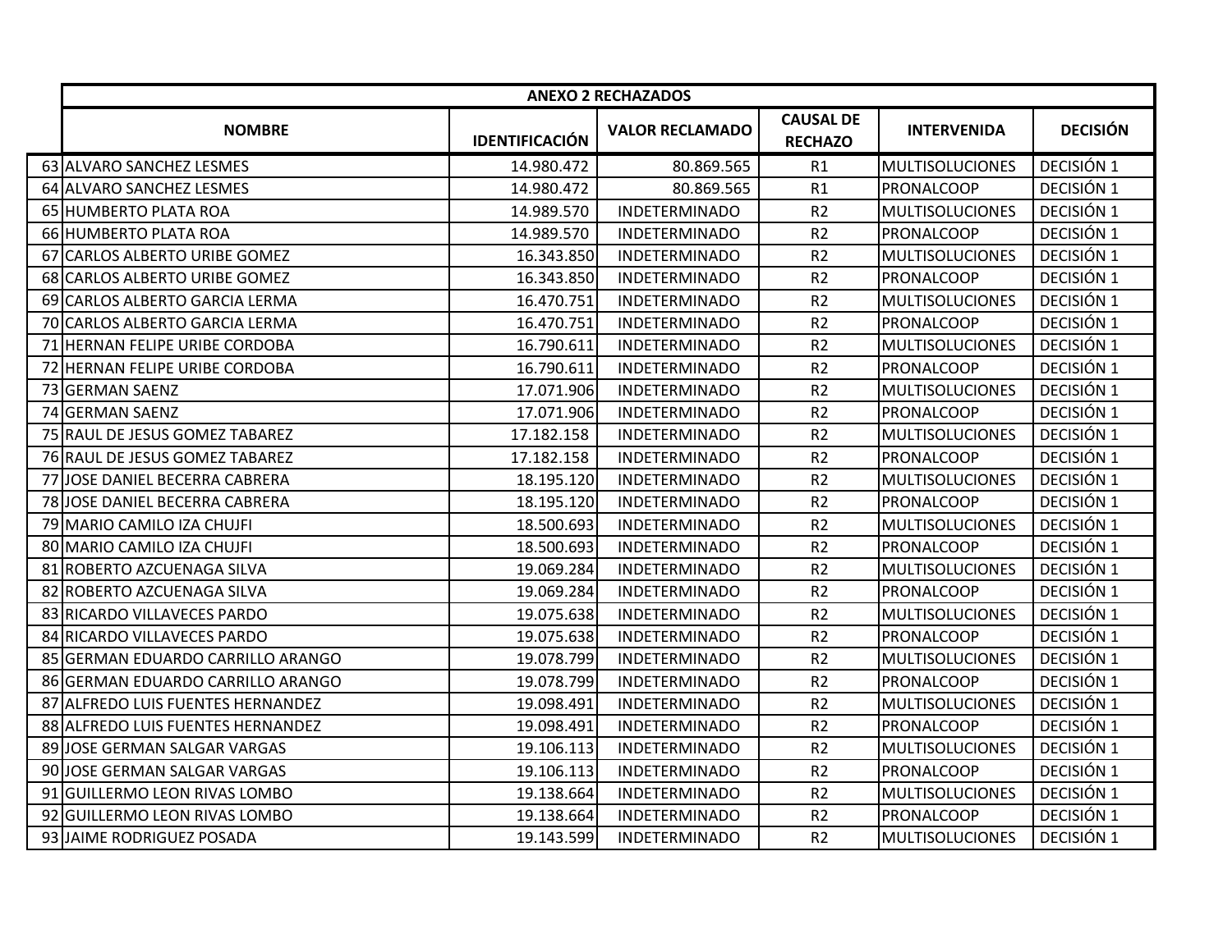| | ANEXO 2 RECHAZADOS | | | | | |
|---|---|---|---|---|---|---|
| | **NOMBRE** | **IDENTIFICACIÓN** | **VALOR RECLAMADO** | **CAUSAL DE RECHAZO** | **INTERVENIDA** | **DECISIÓN** |
| 63 | ALVARO SANCHEZ LESMES | 14.980.472 | 80.869.565 | R1 | MULTISOLUCIONES | DECISIÓN 1 |
| 64 | ALVARO SANCHEZ LESMES | 14.980.472 | 80.869.565 | R1 | PRONALCOOP | DECISIÓN 1 |
| 65 | HUMBERTO PLATA ROA | 14.989.570 | INDETERMINADO | R2 | MULTISOLUCIONES | DECISIÓN 1 |
| 66 | HUMBERTO PLATA ROA | 14.989.570 | INDETERMINADO | R2 | PRONALCOOP | DECISIÓN 1 |
| 67 | CARLOS ALBERTO URIBE GOMEZ | 16.343.850 | INDETERMINADO | R2 | MULTISOLUCIONES | DECISIÓN 1 |
| 68 | CARLOS ALBERTO URIBE GOMEZ | 16.343.850 | INDETERMINADO | R2 | PRONALCOOP | DECISIÓN 1 |
| 69 | CARLOS ALBERTO GARCIA LERMA | 16.470.751 | INDETERMINADO | R2 | MULTISOLUCIONES | DECISIÓN 1 |
| 70 | CARLOS ALBERTO GARCIA LERMA | 16.470.751 | INDETERMINADO | R2 | PRONALCOOP | DECISIÓN 1 |
| 71 | HERNAN FELIPE URIBE CORDOBA | 16.790.611 | INDETERMINADO | R2 | MULTISOLUCIONES | DECISIÓN 1 |
| 72 | HERNAN FELIPE URIBE CORDOBA | 16.790.611 | INDETERMINADO | R2 | PRONALCOOP | DECISIÓN 1 |
| 73 | GERMAN SAENZ | 17.071.906 | INDETERMINADO | R2 | MULTISOLUCIONES | DECISIÓN 1 |
| 74 | GERMAN SAENZ | 17.071.906 | INDETERMINADO | R2 | PRONALCOOP | DECISIÓN 1 |
| 75 | RAUL DE JESUS GOMEZ TABAREZ | 17.182.158 | INDETERMINADO | R2 | MULTISOLUCIONES | DECISIÓN 1 |
| 76 | RAUL DE JESUS GOMEZ TABAREZ | 17.182.158 | INDETERMINADO | R2 | PRONALCOOP | DECISIÓN 1 |
| 77 | JOSE DANIEL BECERRA CABRERA | 18.195.120 | INDETERMINADO | R2 | MULTISOLUCIONES | DECISIÓN 1 |
| 78 | JOSE DANIEL BECERRA CABRERA | 18.195.120 | INDETERMINADO | R2 | PRONALCOOP | DECISIÓN 1 |
| 79 | MARIO CAMILO IZA CHUJFI | 18.500.693 | INDETERMINADO | R2 | MULTISOLUCIONES | DECISIÓN 1 |
| 80 | MARIO CAMILO IZA CHUJFI | 18.500.693 | INDETERMINADO | R2 | PRONALCOOP | DECISIÓN 1 |
| 81 | ROBERTO AZCUENAGA SILVA | 19.069.284 | INDETERMINADO | R2 | MULTISOLUCIONES | DECISIÓN 1 |
| 82 | ROBERTO AZCUENAGA SILVA | 19.069.284 | INDETERMINADO | R2 | PRONALCOOP | DECISIÓN 1 |
| 83 | RICARDO VILLAVECES PARDO | 19.075.638 | INDETERMINADO | R2 | MULTISOLUCIONES | DECISIÓN 1 |
| 84 | RICARDO VILLAVECES PARDO | 19.075.638 | INDETERMINADO | R2 | PRONALCOOP | DECISIÓN 1 |
| 85 | GERMAN EDUARDO CARRILLO ARANGO | 19.078.799 | INDETERMINADO | R2 | MULTISOLUCIONES | DECISIÓN 1 |
| 86 | GERMAN EDUARDO CARRILLO ARANGO | 19.078.799 | INDETERMINADO | R2 | PRONALCOOP | DECISIÓN 1 |
| 87 | ALFREDO LUIS FUENTES HERNANDEZ | 19.098.491 | INDETERMINADO | R2 | MULTISOLUCIONES | DECISIÓN 1 |
| 88 | ALFREDO LUIS FUENTES HERNANDEZ | 19.098.491 | INDETERMINADO | R2 | PRONALCOOP | DECISIÓN 1 |
| 89 | JOSE GERMAN SALGAR VARGAS | 19.106.113 | INDETERMINADO | R2 | MULTISOLUCIONES | DECISIÓN 1 |
| 90 | JOSE GERMAN SALGAR VARGAS | 19.106.113 | INDETERMINADO | R2 | PRONALCOOP | DECISIÓN 1 |
| 91 | GUILLERMO LEON RIVAS LOMBO | 19.138.664 | INDETERMINADO | R2 | MULTISOLUCIONES | DECISIÓN 1 |
| 92 | GUILLERMO LEON RIVAS LOMBO | 19.138.664 | INDETERMINADO | R2 | PRONALCOOP | DECISIÓN 1 |
| 93 | JAIME RODRIGUEZ POSADA | 19.143.599 | INDETERMINADO | R2 | MULTISOLUCIONES | DECISIÓN 1 |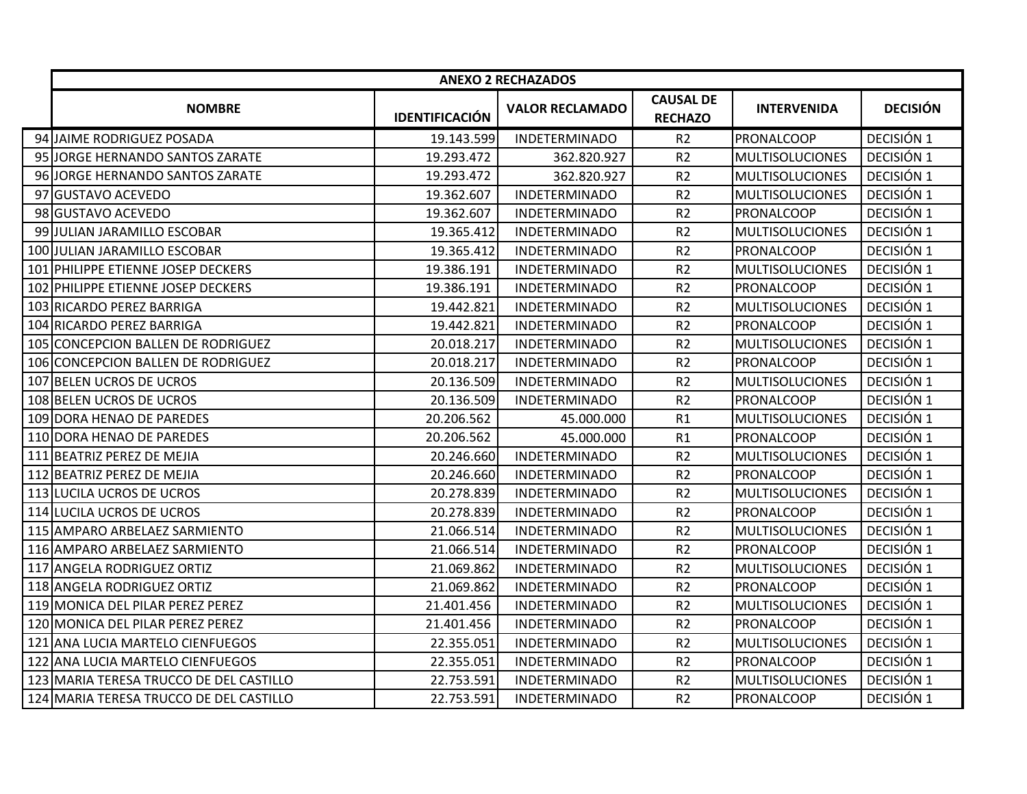| | ANEXO 2 RECHAZADOS | | | | | |
|---|---|---|---|---|---|---|
| | **NOMBRE** | **IDENTIFICACIÓN** | **VALOR RECLAMADO** | **CAUSAL DE RECHAZO** | **INTERVENIDA** | **DECISIÓN** |
| 94 | JAIME RODRIGUEZ POSADA | 19.143.599 | INDETERMINADO | R2 | PRONALCOOP | DECISIÓN 1 |
| 95 | JORGE HERNANDO SANTOS ZARATE | 19.293.472 | 362.820.927 | R2 | MULTISOLUCIONES | DECISIÓN 1 |
| 96 | JORGE HERNANDO SANTOS ZARATE | 19.293.472 | 362.820.927 | R2 | MULTISOLUCIONES | DECISIÓN 1 |
| 97 | GUSTAVO ACEVEDO | 19.362.607 | INDETERMINADO | R2 | MULTISOLUCIONES | DECISIÓN 1 |
| 98 | GUSTAVO ACEVEDO | 19.362.607 | INDETERMINADO | R2 | PRONALCOOP | DECISIÓN 1 |
| 99 | JULIAN JARAMILLO ESCOBAR | 19.365.412 | INDETERMINADO | R2 | MULTISOLUCIONES | DECISIÓN 1 |
| 100 | JULIAN JARAMILLO ESCOBAR | 19.365.412 | INDETERMINADO | R2 | PRONALCOOP | DECISIÓN 1 |
| 101 | PHILIPPE ETIENNE JOSEP DECKERS | 19.386.191 | INDETERMINADO | R2 | MULTISOLUCIONES | DECISIÓN 1 |
| 102 | PHILIPPE ETIENNE JOSEP DECKERS | 19.386.191 | INDETERMINADO | R2 | PRONALCOOP | DECISIÓN 1 |
| 103 | RICARDO PEREZ BARRIGA | 19.442.821 | INDETERMINADO | R2 | MULTISOLUCIONES | DECISIÓN 1 |
| 104 | RICARDO PEREZ BARRIGA | 19.442.821 | INDETERMINADO | R2 | PRONALCOOP | DECISIÓN 1 |
| 105 | CONCEPCION BALLEN DE RODRIGUEZ | 20.018.217 | INDETERMINADO | R2 | MULTISOLUCIONES | DECISIÓN 1 |
| 106 | CONCEPCION BALLEN DE RODRIGUEZ | 20.018.217 | INDETERMINADO | R2 | PRONALCOOP | DECISIÓN 1 |
| 107 | BELEN UCROS DE UCROS | 20.136.509 | INDETERMINADO | R2 | MULTISOLUCIONES | DECISIÓN 1 |
| 108 | BELEN UCROS DE UCROS | 20.136.509 | INDETERMINADO | R2 | PRONALCOOP | DECISIÓN 1 |
| 109 | DORA HENAO DE PAREDES | 20.206.562 | 45.000.000 | R1 | MULTISOLUCIONES | DECISIÓN 1 |
| 110 | DORA HENAO DE PAREDES | 20.206.562 | 45.000.000 | R1 | PRONALCOOP | DECISIÓN 1 |
| 111 | BEATRIZ PEREZ DE MEJIA | 20.246.660 | INDETERMINADO | R2 | MULTISOLUCIONES | DECISIÓN 1 |
| 112 | BEATRIZ PEREZ DE MEJIA | 20.246.660 | INDETERMINADO | R2 | PRONALCOOP | DECISIÓN 1 |
| 113 | LUCILA UCROS DE UCROS | 20.278.839 | INDETERMINADO | R2 | MULTISOLUCIONES | DECISIÓN 1 |
| 114 | LUCILA UCROS DE UCROS | 20.278.839 | INDETERMINADO | R2 | PRONALCOOP | DECISIÓN 1 |
| 115 | AMPARO ARBELAEZ SARMIENTO | 21.066.514 | INDETERMINADO | R2 | MULTISOLUCIONES | DECISIÓN 1 |
| 116 | AMPARO ARBELAEZ SARMIENTO | 21.066.514 | INDETERMINADO | R2 | PRONALCOOP | DECISIÓN 1 |
| 117 | ANGELA RODRIGUEZ ORTIZ | 21.069.862 | INDETERMINADO | R2 | MULTISOLUCIONES | DECISIÓN 1 |
| 118 | ANGELA RODRIGUEZ ORTIZ | 21.069.862 | INDETERMINADO | R2 | PRONALCOOP | DECISIÓN 1 |
| 119 | MONICA DEL PILAR PEREZ PEREZ | 21.401.456 | INDETERMINADO | R2 | MULTISOLUCIONES | DECISIÓN 1 |
| 120 | MONICA DEL PILAR PEREZ PEREZ | 21.401.456 | INDETERMINADO | R2 | PRONALCOOP | DECISIÓN 1 |
| 121 | ANA LUCIA MARTELO CIENFUEGOS | 22.355.051 | INDETERMINADO | R2 | MULTISOLUCIONES | DECISIÓN 1 |
| 122 | ANA LUCIA MARTELO CIENFUEGOS | 22.355.051 | INDETERMINADO | R2 | PRONALCOOP | DECISIÓN 1 |
| 123 | MARIA TERESA TRUCCO DE DEL CASTILLO | 22.753.591 | INDETERMINADO | R2 | MULTISOLUCIONES | DECISIÓN 1 |
| 124 | MARIA TERESA TRUCCO DE DEL CASTILLO | 22.753.591 | INDETERMINADO | R2 | PRONALCOOP | DECISIÓN 1 |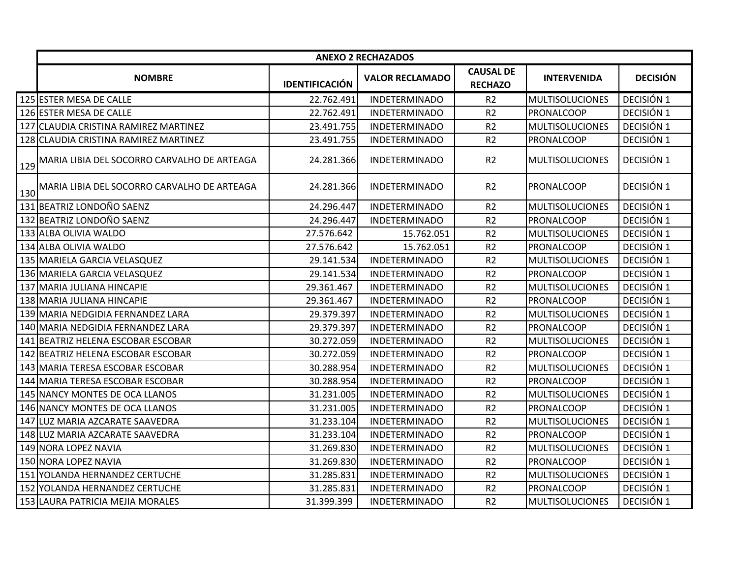| | ANEXO 2 RECHAZADOS | | | | | |
|---|---|---|---|---|---|---|
| | **NOMBRE** | **IDENTIFICACIÓN** | **VALOR RECLAMADO** | **CAUSAL DE RECHAZO** | **INTERVENIDA** | **DECISIÓN** |
| 125 | ESTER MESA DE CALLE | 22.762.491 | INDETERMINADO | R2 | MULTISOLUCIONES | DECISIÓN 1 |
| 126 | ESTER MESA DE CALLE | 22.762.491 | INDETERMINADO | R2 | PRONALCOOP | DECISIÓN 1 |
| 127 | CLAUDIA CRISTINA RAMIREZ MARTINEZ | 23.491.755 | INDETERMINADO | R2 | MULTISOLUCIONES | DECISIÓN 1 |
| 128 | CLAUDIA CRISTINA RAMIREZ MARTINEZ | 23.491.755 | INDETERMINADO | R2 | PRONALCOOP | DECISIÓN 1 |
| 129 | MARIA LIBIA DEL SOCORRO CARVALHO DE ARTEAGA | 24.281.366 | INDETERMINADO | R2 | MULTISOLUCIONES | DECISIÓN 1 |
| 130 | MARIA LIBIA DEL SOCORRO CARVALHO DE ARTEAGA | 24.281.366 | INDETERMINADO | R2 | PRONALCOOP | DECISIÓN 1 |
| 131 | BEATRIZ LONDOÑO SAENZ | 24.296.447 | INDETERMINADO | R2 | MULTISOLUCIONES | DECISIÓN 1 |
| 132 | BEATRIZ LONDOÑO SAENZ | 24.296.447 | INDETERMINADO | R2 | PRONALCOOP | DECISIÓN 1 |
| 133 | ALBA OLIVIA WALDO | 27.576.642 | 15.762.051 | R2 | MULTISOLUCIONES | DECISIÓN 1 |
| 134 | ALBA OLIVIA WALDO | 27.576.642 | 15.762.051 | R2 | PRONALCOOP | DECISIÓN 1 |
| 135 | MARIELA GARCIA VELASQUEZ | 29.141.534 | INDETERMINADO | R2 | MULTISOLUCIONES | DECISIÓN 1 |
| 136 | MARIELA GARCIA VELASQUEZ | 29.141.534 | INDETERMINADO | R2 | PRONALCOOP | DECISIÓN 1 |
| 137 | MARIA JULIANA HINCAPIE | 29.361.467 | INDETERMINADO | R2 | MULTISOLUCIONES | DECISIÓN 1 |
| 138 | MARIA JULIANA HINCAPIE | 29.361.467 | INDETERMINADO | R2 | PRONALCOOP | DECISIÓN 1 |
| 139 | MARIA NEDGIDIA FERNANDEZ LARA | 29.379.397 | INDETERMINADO | R2 | MULTISOLUCIONES | DECISIÓN 1 |
| 140 | MARIA NEDGIDIA FERNANDEZ LARA | 29.379.397 | INDETERMINADO | R2 | PRONALCOOP | DECISIÓN 1 |
| 141 | BEATRIZ HELENA ESCOBAR ESCOBAR | 30.272.059 | INDETERMINADO | R2 | MULTISOLUCIONES | DECISIÓN 1 |
| 142 | BEATRIZ HELENA ESCOBAR ESCOBAR | 30.272.059 | INDETERMINADO | R2 | PRONALCOOP | DECISIÓN 1 |
| 143 | MARIA TERESA ESCOBAR ESCOBAR | 30.288.954 | INDETERMINADO | R2 | MULTISOLUCIONES | DECISIÓN 1 |
| 144 | MARIA TERESA ESCOBAR ESCOBAR | 30.288.954 | INDETERMINADO | R2 | PRONALCOOP | DECISIÓN 1 |
| 145 | NANCY MONTES DE OCA LLANOS | 31.231.005 | INDETERMINADO | R2 | MULTISOLUCIONES | DECISIÓN 1 |
| 146 | NANCY MONTES DE OCA LLANOS | 31.231.005 | INDETERMINADO | R2 | PRONALCOOP | DECISIÓN 1 |
| 147 | LUZ MARIA AZCARATE SAAVEDRA | 31.233.104 | INDETERMINADO | R2 | MULTISOLUCIONES | DECISIÓN 1 |
| 148 | LUZ MARIA AZCARATE SAAVEDRA | 31.233.104 | INDETERMINADO | R2 | PRONALCOOP | DECISIÓN 1 |
| 149 | NORA LOPEZ NAVIA | 31.269.830 | INDETERMINADO | R2 | MULTISOLUCIONES | DECISIÓN 1 |
| 150 | NORA LOPEZ NAVIA | 31.269.830 | INDETERMINADO | R2 | PRONALCOOP | DECISIÓN 1 |
| 151 | YOLANDA HERNANDEZ CERTUCHE | 31.285.831 | INDETERMINADO | R2 | MULTISOLUCIONES | DECISIÓN 1 |
| 152 | YOLANDA HERNANDEZ CERTUCHE | 31.285.831 | INDETERMINADO | R2 | PRONALCOOP | DECISIÓN 1 |
| 153 | LAURA PATRICIA MEJIA MORALES | 31.399.399 | INDETERMINADO | R2 | MULTISOLUCIONES | DECISIÓN 1 |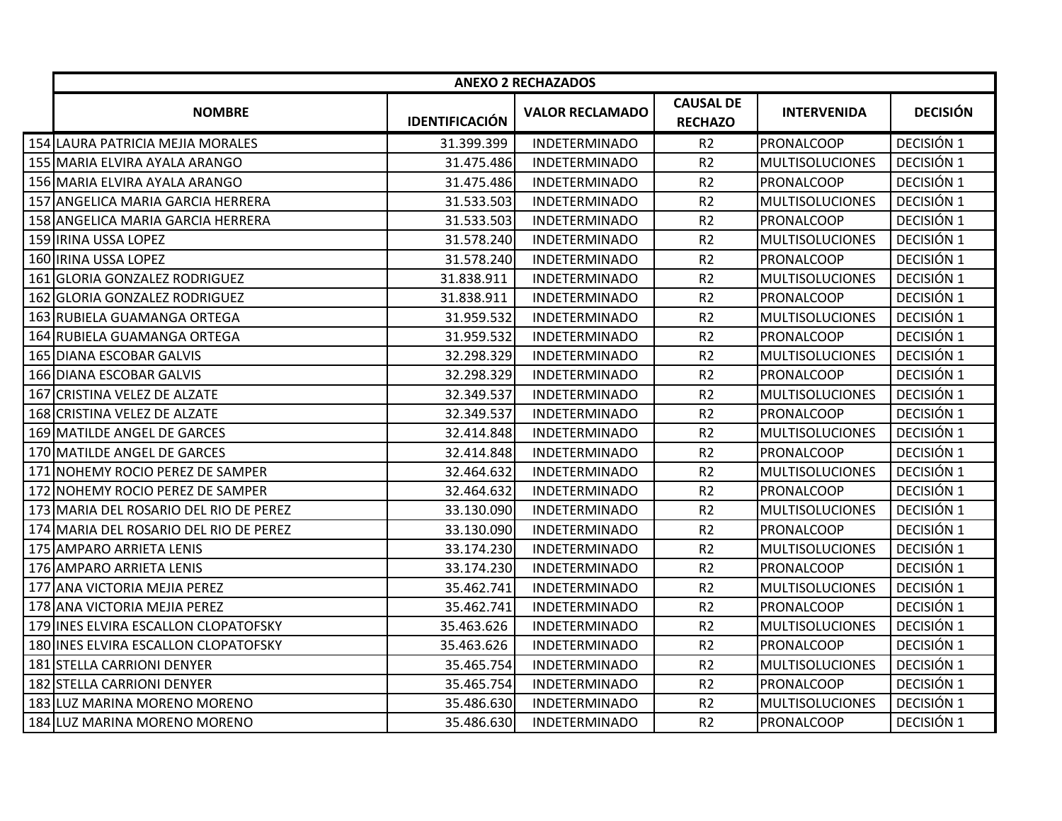| | ANEXO 2 RECHAZADOS | | | | | |
|---|---|---|---|---|---|---|
| | NOMBRE | IDENTIFICACIÓN | VALOR RECLAMADO | CAUSAL DE RECHAZO | INTERVENIDA | DECISIÓN |
| 154 | LAURA PATRICIA MEJIA MORALES | 31.399.399 | INDETERMINADO | R2 | PRONALCOOP | DECISIÓN 1 |
| 155 | MARIA ELVIRA AYALA ARANGO | 31.475.486 | INDETERMINADO | R2 | MULTISOLUCIONES | DECISIÓN 1 |
| 156 | MARIA ELVIRA AYALA ARANGO | 31.475.486 | INDETERMINADO | R2 | PRONALCOOP | DECISIÓN 1 |
| 157 | ANGELICA MARIA GARCIA HERRERA | 31.533.503 | INDETERMINADO | R2 | MULTISOLUCIONES | DECISIÓN 1 |
| 158 | ANGELICA MARIA GARCIA HERRERA | 31.533.503 | INDETERMINADO | R2 | PRONALCOOP | DECISIÓN 1 |
| 159 | IRINA USSA LOPEZ | 31.578.240 | INDETERMINADO | R2 | MULTISOLUCIONES | DECISIÓN 1 |
| 160 | IRINA USSA LOPEZ | 31.578.240 | INDETERMINADO | R2 | PRONALCOOP | DECISIÓN 1 |
| 161 | GLORIA GONZALEZ RODRIGUEZ | 31.838.911 | INDETERMINADO | R2 | MULTISOLUCIONES | DECISIÓN 1 |
| 162 | GLORIA GONZALEZ RODRIGUEZ | 31.838.911 | INDETERMINADO | R2 | PRONALCOOP | DECISIÓN 1 |
| 163 | RUBIELA GUAMANGA ORTEGA | 31.959.532 | INDETERMINADO | R2 | MULTISOLUCIONES | DECISIÓN 1 |
| 164 | RUBIELA GUAMANGA ORTEGA | 31.959.532 | INDETERMINADO | R2 | PRONALCOOP | DECISIÓN 1 |
| 165 | DIANA ESCOBAR GALVIS | 32.298.329 | INDETERMINADO | R2 | MULTISOLUCIONES | DECISIÓN 1 |
| 166 | DIANA ESCOBAR GALVIS | 32.298.329 | INDETERMINADO | R2 | PRONALCOOP | DECISIÓN 1 |
| 167 | CRISTINA VELEZ DE ALZATE | 32.349.537 | INDETERMINADO | R2 | MULTISOLUCIONES | DECISIÓN 1 |
| 168 | CRISTINA VELEZ DE ALZATE | 32.349.537 | INDETERMINADO | R2 | PRONALCOOP | DECISIÓN 1 |
| 169 | MATILDE ANGEL DE GARCES | 32.414.848 | INDETERMINADO | R2 | MULTISOLUCIONES | DECISIÓN 1 |
| 170 | MATILDE ANGEL DE GARCES | 32.414.848 | INDETERMINADO | R2 | PRONALCOOP | DECISIÓN 1 |
| 171 | NOHEMY ROCIO PEREZ DE SAMPER | 32.464.632 | INDETERMINADO | R2 | MULTISOLUCIONES | DECISIÓN 1 |
| 172 | NOHEMY ROCIO PEREZ DE SAMPER | 32.464.632 | INDETERMINADO | R2 | PRONALCOOP | DECISIÓN 1 |
| 173 | MARIA DEL ROSARIO DEL RIO DE PEREZ | 33.130.090 | INDETERMINADO | R2 | MULTISOLUCIONES | DECISIÓN 1 |
| 174 | MARIA DEL ROSARIO DEL RIO DE PEREZ | 33.130.090 | INDETERMINADO | R2 | PRONALCOOP | DECISIÓN 1 |
| 175 | AMPARO ARRIETA LENIS | 33.174.230 | INDETERMINADO | R2 | MULTISOLUCIONES | DECISIÓN 1 |
| 176 | AMPARO ARRIETA LENIS | 33.174.230 | INDETERMINADO | R2 | PRONALCOOP | DECISIÓN 1 |
| 177 | ANA VICTORIA MEJIA PEREZ | 35.462.741 | INDETERMINADO | R2 | MULTISOLUCIONES | DECISIÓN 1 |
| 178 | ANA VICTORIA MEJIA PEREZ | 35.462.741 | INDETERMINADO | R2 | PRONALCOOP | DECISIÓN 1 |
| 179 | INES ELVIRA ESCALLON CLOPATOFSKY | 35.463.626 | INDETERMINADO | R2 | MULTISOLUCIONES | DECISIÓN 1 |
| 180 | INES ELVIRA ESCALLON CLOPATOFSKY | 35.463.626 | INDETERMINADO | R2 | PRONALCOOP | DECISIÓN 1 |
| 181 | STELLA CARRIONI DENYER | 35.465.754 | INDETERMINADO | R2 | MULTISOLUCIONES | DECISIÓN 1 |
| 182 | STELLA CARRIONI DENYER | 35.465.754 | INDETERMINADO | R2 | PRONALCOOP | DECISIÓN 1 |
| 183 | LUZ MARINA MORENO MORENO | 35.486.630 | INDETERMINADO | R2 | MULTISOLUCIONES | DECISIÓN 1 |
| 184 | LUZ MARINA MORENO MORENO | 35.486.630 | INDETERMINADO | R2 | PRONALCOOP | DECISIÓN 1 |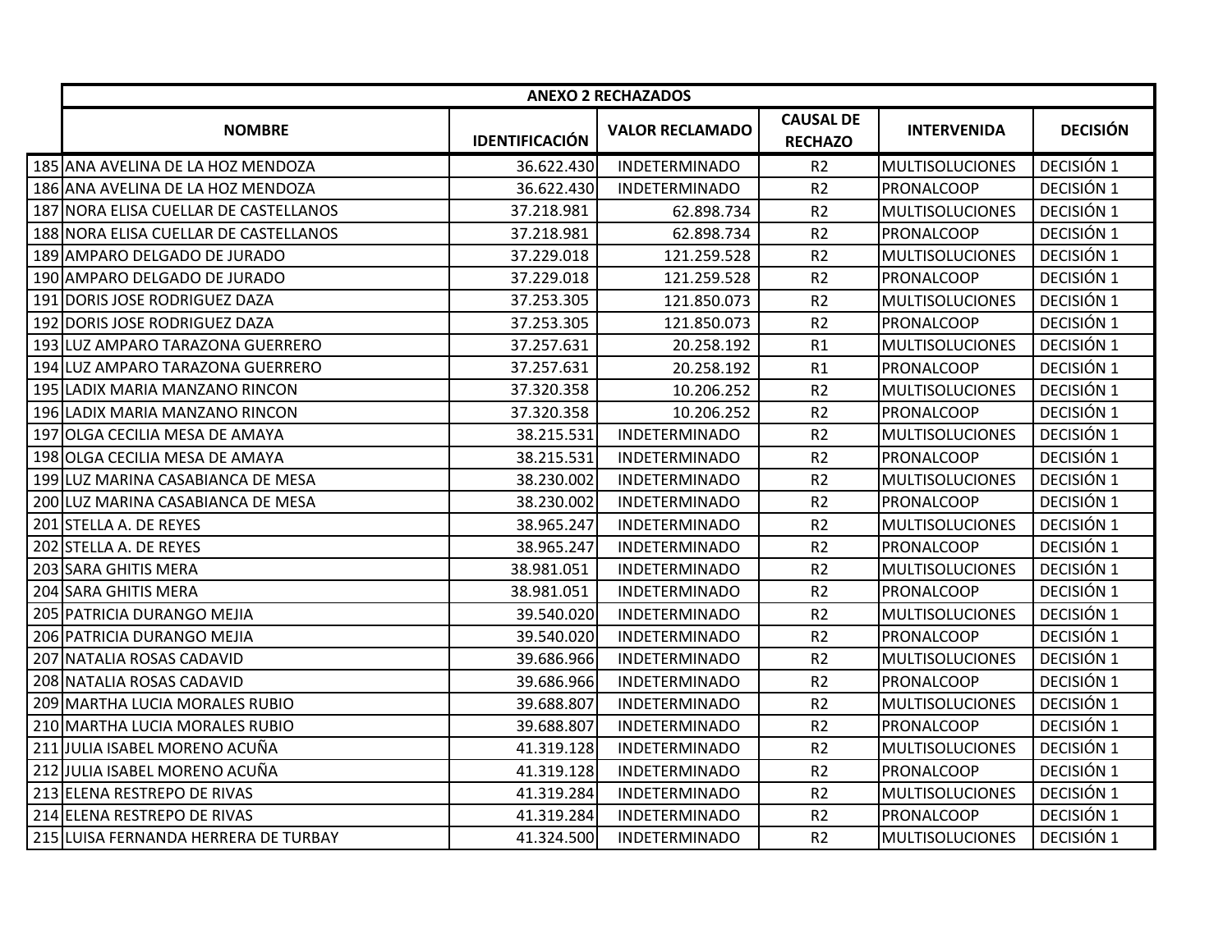| | ANEXO 2 RECHAZADOS | | | | | |
|---|---|---|---|---|---|---|
| | **NOMBRE** | **IDENTIFICACIÓN** | **VALOR RECLAMADO** | **CAUSAL DE RECHAZO** | **INTERVENIDA** | **DECISIÓN** |
| 185 | ANA AVELINA DE LA HOZ MENDOZA | 36.622.430 | INDETERMINADO | R2 | MULTISOLUCIONES | DECISIÓN 1 |
| 186 | ANA AVELINA DE LA HOZ MENDOZA | 36.622.430 | INDETERMINADO | R2 | PRONALCOOP | DECISIÓN 1 |
| 187 | NORA ELISA CUELLAR DE CASTELLANOS | 37.218.981 | 62.898.734 | R2 | MULTISOLUCIONES | DECISIÓN 1 |
| 188 | NORA ELISA CUELLAR DE CASTELLANOS | 37.218.981 | 62.898.734 | R2 | PRONALCOOP | DECISIÓN 1 |
| 189 | AMPARO DELGADO DE JURADO | 37.229.018 | 121.259.528 | R2 | MULTISOLUCIONES | DECISIÓN 1 |
| 190 | AMPARO DELGADO DE JURADO | 37.229.018 | 121.259.528 | R2 | PRONALCOOP | DECISIÓN 1 |
| 191 | DORIS JOSE RODRIGUEZ DAZA | 37.253.305 | 121.850.073 | R2 | MULTISOLUCIONES | DECISIÓN 1 |
| 192 | DORIS JOSE RODRIGUEZ DAZA | 37.253.305 | 121.850.073 | R2 | PRONALCOOP | DECISIÓN 1 |
| 193 | LUZ AMPARO TARAZONA GUERRERO | 37.257.631 | 20.258.192 | R1 | MULTISOLUCIONES | DECISIÓN 1 |
| 194 | LUZ AMPARO TARAZONA GUERRERO | 37.257.631 | 20.258.192 | R1 | PRONALCOOP | DECISIÓN 1 |
| 195 | LADIX MARIA MANZANO RINCON | 37.320.358 | 10.206.252 | R2 | MULTISOLUCIONES | DECISIÓN 1 |
| 196 | LADIX MARIA MANZANO RINCON | 37.320.358 | 10.206.252 | R2 | PRONALCOOP | DECISIÓN 1 |
| 197 | OLGA CECILIA MESA DE AMAYA | 38.215.531 | INDETERMINADO | R2 | MULTISOLUCIONES | DECISIÓN 1 |
| 198 | OLGA CECILIA MESA DE AMAYA | 38.215.531 | INDETERMINADO | R2 | PRONALCOOP | DECISIÓN 1 |
| 199 | LUZ MARINA CASABIANCA DE MESA | 38.230.002 | INDETERMINADO | R2 | MULTISOLUCIONES | DECISIÓN 1 |
| 200 | LUZ MARINA CASABIANCA DE MESA | 38.230.002 | INDETERMINADO | R2 | PRONALCOOP | DECISIÓN 1 |
| 201 | STELLA A. DE REYES | 38.965.247 | INDETERMINADO | R2 | MULTISOLUCIONES | DECISIÓN 1 |
| 202 | STELLA A. DE REYES | 38.965.247 | INDETERMINADO | R2 | PRONALCOOP | DECISIÓN 1 |
| 203 | SARA GHITIS MERA | 38.981.051 | INDETERMINADO | R2 | MULTISOLUCIONES | DECISIÓN 1 |
| 204 | SARA GHITIS MERA | 38.981.051 | INDETERMINADO | R2 | PRONALCOOP | DECISIÓN 1 |
| 205 | PATRICIA DURANGO MEJIA | 39.540.020 | INDETERMINADO | R2 | MULTISOLUCIONES | DECISIÓN 1 |
| 206 | PATRICIA DURANGO MEJIA | 39.540.020 | INDETERMINADO | R2 | PRONALCOOP | DECISIÓN 1 |
| 207 | NATALIA ROSAS CADAVID | 39.686.966 | INDETERMINADO | R2 | MULTISOLUCIONES | DECISIÓN 1 |
| 208 | NATALIA ROSAS CADAVID | 39.686.966 | INDETERMINADO | R2 | PRONALCOOP | DECISIÓN 1 |
| 209 | MARTHA LUCIA MORALES RUBIO | 39.688.807 | INDETERMINADO | R2 | MULTISOLUCIONES | DECISIÓN 1 |
| 210 | MARTHA LUCIA MORALES RUBIO | 39.688.807 | INDETERMINADO | R2 | PRONALCOOP | DECISIÓN 1 |
| 211 | JULIA ISABEL MORENO ACUÑA | 41.319.128 | INDETERMINADO | R2 | MULTISOLUCIONES | DECISIÓN 1 |
| 212 | JULIA ISABEL MORENO ACUÑA | 41.319.128 | INDETERMINADO | R2 | PRONALCOOP | DECISIÓN 1 |
| 213 | ELENA RESTREPO DE RIVAS | 41.319.284 | INDETERMINADO | R2 | MULTISOLUCIONES | DECISIÓN 1 |
| 214 | ELENA RESTREPO DE RIVAS | 41.319.284 | INDETERMINADO | R2 | PRONALCOOP | DECISIÓN 1 |
| 215 | LUISA FERNANDA HERRERA DE TURBAY | 41.324.500 | INDETERMINADO | R2 | MULTISOLUCIONES | DECISIÓN 1 |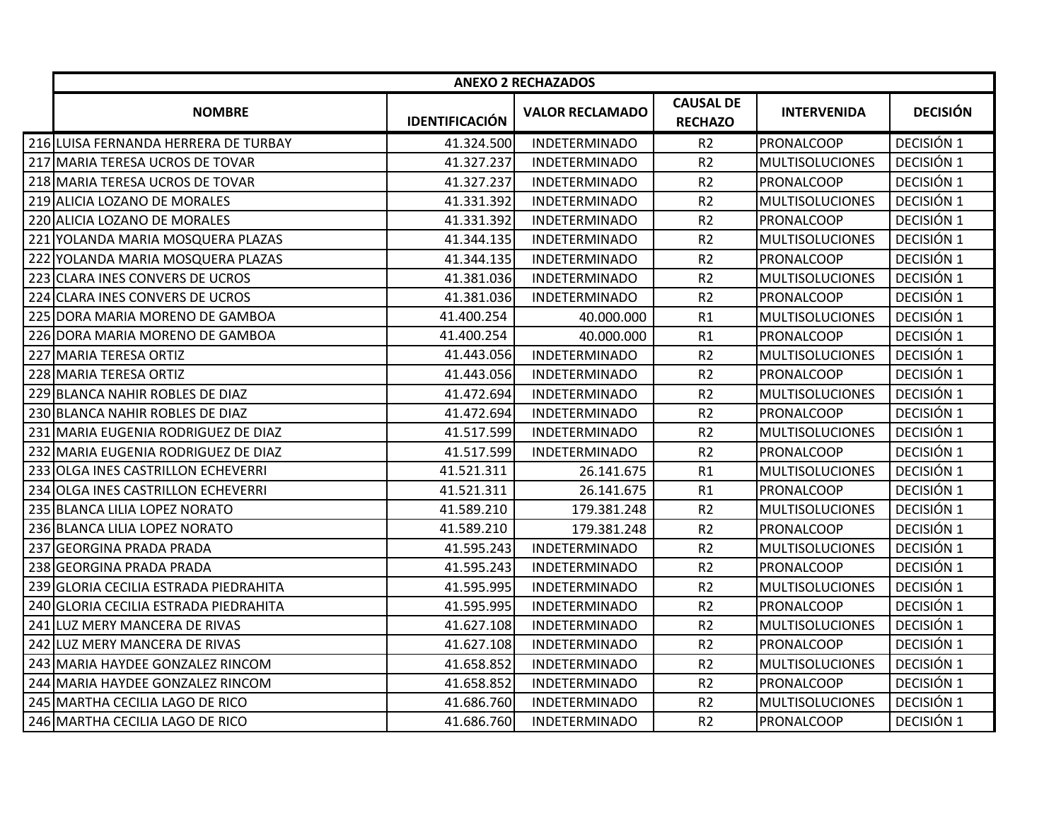| | ANEXO 2 RECHAZADOS | | | | | |
|---|---|---|---|---|---|---|
| | **NOMBRE** | **IDENTIFICACIÓN** | **VALOR RECLAMADO** | **CAUSAL DE RECHAZO** | **INTERVENIDA** | **DECISIÓN** |
| 216 | LUISA FERNANDA HERRERA DE TURBAY | 41.324.500 | INDETERMINADO | R2 | PRONALCOOP | DECISIÓN 1 |
| 217 | MARIA TERESA UCROS DE TOVAR | 41.327.237 | INDETERMINADO | R2 | MULTISOLUCIONES | DECISIÓN 1 |
| 218 | MARIA TERESA UCROS DE TOVAR | 41.327.237 | INDETERMINADO | R2 | PRONALCOOP | DECISIÓN 1 |
| 219 | ALICIA LOZANO DE MORALES | 41.331.392 | INDETERMINADO | R2 | MULTISOLUCIONES | DECISIÓN 1 |
| 220 | ALICIA LOZANO DE MORALES | 41.331.392 | INDETERMINADO | R2 | PRONALCOOP | DECISIÓN 1 |
| 221 | YOLANDA MARIA MOSQUERA PLAZAS | 41.344.135 | INDETERMINADO | R2 | MULTISOLUCIONES | DECISIÓN 1 |
| 222 | YOLANDA MARIA MOSQUERA PLAZAS | 41.344.135 | INDETERMINADO | R2 | PRONALCOOP | DECISIÓN 1 |
| 223 | CLARA INES CONVERS DE UCROS | 41.381.036 | INDETERMINADO | R2 | MULTISOLUCIONES | DECISIÓN 1 |
| 224 | CLARA INES CONVERS DE UCROS | 41.381.036 | INDETERMINADO | R2 | PRONALCOOP | DECISIÓN 1 |
| 225 | DORA MARIA MORENO DE GAMBOA | 41.400.254 | 40.000.000 | R1 | MULTISOLUCIONES | DECISIÓN 1 |
| 226 | DORA MARIA MORENO DE GAMBOA | 41.400.254 | 40.000.000 | R1 | PRONALCOOP | DECISIÓN 1 |
| 227 | MARIA TERESA ORTIZ | 41.443.056 | INDETERMINADO | R2 | MULTISOLUCIONES | DECISIÓN 1 |
| 228 | MARIA TERESA ORTIZ | 41.443.056 | INDETERMINADO | R2 | PRONALCOOP | DECISIÓN 1 |
| 229 | BLANCA NAHIR ROBLES DE DIAZ | 41.472.694 | INDETERMINADO | R2 | MULTISOLUCIONES | DECISIÓN 1 |
| 230 | BLANCA NAHIR ROBLES DE DIAZ | 41.472.694 | INDETERMINADO | R2 | PRONALCOOP | DECISIÓN 1 |
| 231 | MARIA EUGENIA RODRIGUEZ DE DIAZ | 41.517.599 | INDETERMINADO | R2 | MULTISOLUCIONES | DECISIÓN 1 |
| 232 | MARIA EUGENIA RODRIGUEZ DE DIAZ | 41.517.599 | INDETERMINADO | R2 | PRONALCOOP | DECISIÓN 1 |
| 233 | OLGA INES CASTRILLON ECHEVERRI | 41.521.311 | 26.141.675 | R1 | MULTISOLUCIONES | DECISIÓN 1 |
| 234 | OLGA INES CASTRILLON ECHEVERRI | 41.521.311 | 26.141.675 | R1 | PRONALCOOP | DECISIÓN 1 |
| 235 | BLANCA LILIA LOPEZ NORATO | 41.589.210 | 179.381.248 | R2 | MULTISOLUCIONES | DECISIÓN 1 |
| 236 | BLANCA LILIA LOPEZ NORATO | 41.589.210 | 179.381.248 | R2 | PRONALCOOP | DECISIÓN 1 |
| 237 | GEORGINA PRADA PRADA | 41.595.243 | INDETERMINADO | R2 | MULTISOLUCIONES | DECISIÓN 1 |
| 238 | GEORGINA PRADA PRADA | 41.595.243 | INDETERMINADO | R2 | PRONALCOOP | DECISIÓN 1 |
| 239 | GLORIA CECILIA ESTRADA PIEDRAHITA | 41.595.995 | INDETERMINADO | R2 | MULTISOLUCIONES | DECISIÓN 1 |
| 240 | GLORIA CECILIA ESTRADA PIEDRAHITA | 41.595.995 | INDETERMINADO | R2 | PRONALCOOP | DECISIÓN 1 |
| 241 | LUZ MERY MANCERA DE RIVAS | 41.627.108 | INDETERMINADO | R2 | MULTISOLUCIONES | DECISIÓN 1 |
| 242 | LUZ MERY MANCERA DE RIVAS | 41.627.108 | INDETERMINADO | R2 | PRONALCOOP | DECISIÓN 1 |
| 243 | MARIA HAYDEE GONZALEZ RINCOM | 41.658.852 | INDETERMINADO | R2 | MULTISOLUCIONES | DECISIÓN 1 |
| 244 | MARIA HAYDEE GONZALEZ RINCOM | 41.658.852 | INDETERMINADO | R2 | PRONALCOOP | DECISIÓN 1 |
| 245 | MARTHA CECILIA LAGO DE RICO | 41.686.760 | INDETERMINADO | R2 | MULTISOLUCIONES | DECISIÓN 1 |
| 246 | MARTHA CECILIA LAGO DE RICO | 41.686.760 | INDETERMINADO | R2 | PRONALCOOP | DECISIÓN 1 |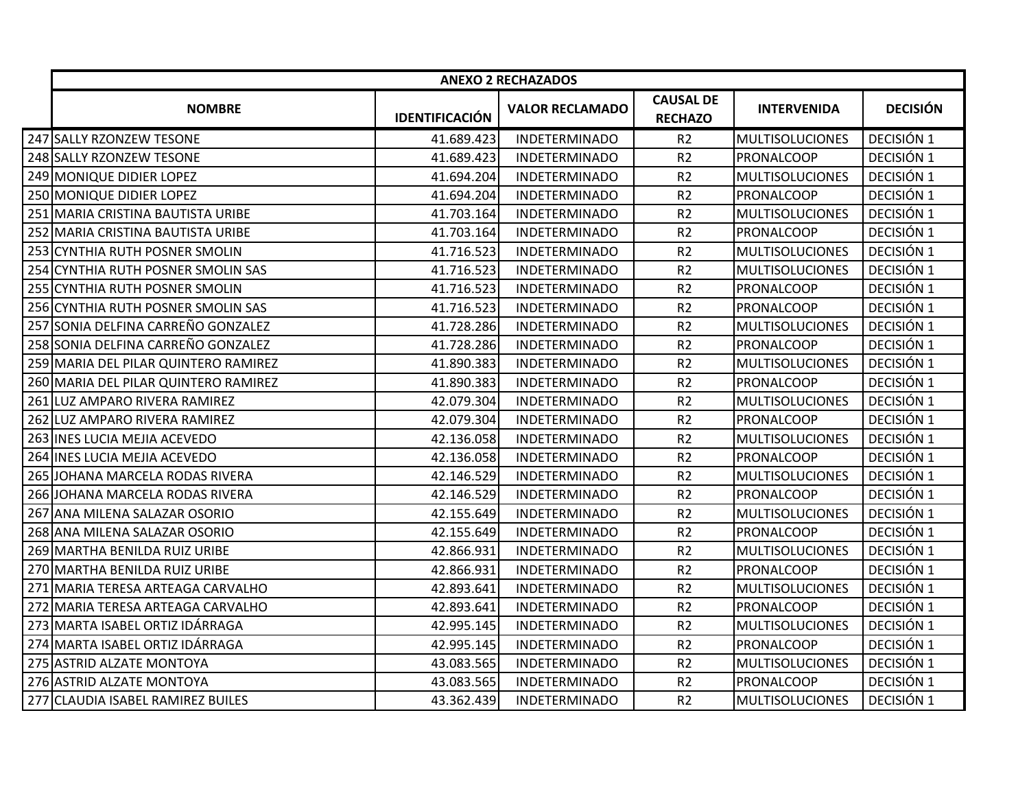| | ANEXO 2 RECHAZADOS | | | | | |
|---|---|---|---|---|---|---|
| | **NOMBRE** | **IDENTIFICACIÓN** | **VALOR RECLAMADO** | **CAUSAL DE RECHAZO** | **INTERVENIDA** | **DECISIÓN** |
| 247 | SALLY RZONZEW TESONE | 41.689.423 | INDETERMINADO | R2 | MULTISOLUCIONES | DECISIÓN 1 |
| 248 | SALLY RZONZEW TESONE | 41.689.423 | INDETERMINADO | R2 | PRONALCOOP | DECISIÓN 1 |
| 249 | MONIQUE DIDIER LOPEZ | 41.694.204 | INDETERMINADO | R2 | MULTISOLUCIONES | DECISIÓN 1 |
| 250 | MONIQUE DIDIER LOPEZ | 41.694.204 | INDETERMINADO | R2 | PRONALCOOP | DECISIÓN 1 |
| 251 | MARIA CRISTINA BAUTISTA URIBE | 41.703.164 | INDETERMINADO | R2 | MULTISOLUCIONES | DECISIÓN 1 |
| 252 | MARIA CRISTINA BAUTISTA URIBE | 41.703.164 | INDETERMINADO | R2 | PRONALCOOP | DECISIÓN 1 |
| 253 | CYNTHIA RUTH POSNER SMOLIN | 41.716.523 | INDETERMINADO | R2 | MULTISOLUCIONES | DECISIÓN 1 |
| 254 | CYNTHIA RUTH POSNER SMOLIN SAS | 41.716.523 | INDETERMINADO | R2 | MULTISOLUCIONES | DECISIÓN 1 |
| 255 | CYNTHIA RUTH POSNER SMOLIN | 41.716.523 | INDETERMINADO | R2 | PRONALCOOP | DECISIÓN 1 |
| 256 | CYNTHIA RUTH POSNER SMOLIN SAS | 41.716.523 | INDETERMINADO | R2 | PRONALCOOP | DECISIÓN 1 |
| 257 | SONIA DELFINA CARREÑO GONZALEZ | 41.728.286 | INDETERMINADO | R2 | MULTISOLUCIONES | DECISIÓN 1 |
| 258 | SONIA DELFINA CARREÑO GONZALEZ | 41.728.286 | INDETERMINADO | R2 | PRONALCOOP | DECISIÓN 1 |
| 259 | MARIA DEL PILAR QUINTERO RAMIREZ | 41.890.383 | INDETERMINADO | R2 | MULTISOLUCIONES | DECISIÓN 1 |
| 260 | MARIA DEL PILAR QUINTERO RAMIREZ | 41.890.383 | INDETERMINADO | R2 | PRONALCOOP | DECISIÓN 1 |
| 261 | LUZ AMPARO RIVERA RAMIREZ | 42.079.304 | INDETERMINADO | R2 | MULTISOLUCIONES | DECISIÓN 1 |
| 262 | LUZ AMPARO RIVERA RAMIREZ | 42.079.304 | INDETERMINADO | R2 | PRONALCOOP | DECISIÓN 1 |
| 263 | INES LUCIA MEJIA ACEVEDO | 42.136.058 | INDETERMINADO | R2 | MULTISOLUCIONES | DECISIÓN 1 |
| 264 | INES LUCIA MEJIA ACEVEDO | 42.136.058 | INDETERMINADO | R2 | PRONALCOOP | DECISIÓN 1 |
| 265 | JOHANA MARCELA RODAS RIVERA | 42.146.529 | INDETERMINADO | R2 | MULTISOLUCIONES | DECISIÓN 1 |
| 266 | JOHANA MARCELA RODAS RIVERA | 42.146.529 | INDETERMINADO | R2 | PRONALCOOP | DECISIÓN 1 |
| 267 | ANA MILENA SALAZAR OSORIO | 42.155.649 | INDETERMINADO | R2 | MULTISOLUCIONES | DECISIÓN 1 |
| 268 | ANA MILENA SALAZAR OSORIO | 42.155.649 | INDETERMINADO | R2 | PRONALCOOP | DECISIÓN 1 |
| 269 | MARTHA BENILDA RUIZ URIBE | 42.866.931 | INDETERMINADO | R2 | MULTISOLUCIONES | DECISIÓN 1 |
| 270 | MARTHA BENILDA RUIZ URIBE | 42.866.931 | INDETERMINADO | R2 | PRONALCOOP | DECISIÓN 1 |
| 271 | MARIA TERESA ARTEAGA CARVALHO | 42.893.641 | INDETERMINADO | R2 | MULTISOLUCIONES | DECISIÓN 1 |
| 272 | MARIA TERESA ARTEAGA CARVALHO | 42.893.641 | INDETERMINADO | R2 | PRONALCOOP | DECISIÓN 1 |
| 273 | MARTA ISABEL ORTIZ IDÁRRAGA | 42.995.145 | INDETERMINADO | R2 | MULTISOLUCIONES | DECISIÓN 1 |
| 274 | MARTA ISABEL ORTIZ IDÁRRAGA | 42.995.145 | INDETERMINADO | R2 | PRONALCOOP | DECISIÓN 1 |
| 275 | ASTRID ALZATE MONTOYA | 43.083.565 | INDETERMINADO | R2 | MULTISOLUCIONES | DECISIÓN 1 |
| 276 | ASTRID ALZATE MONTOYA | 43.083.565 | INDETERMINADO | R2 | PRONALCOOP | DECISIÓN 1 |
| 277 | CLAUDIA ISABEL RAMIREZ BUILES | 43.362.439 | INDETERMINADO | R2 | MULTISOLUCIONES | DECISIÓN 1 |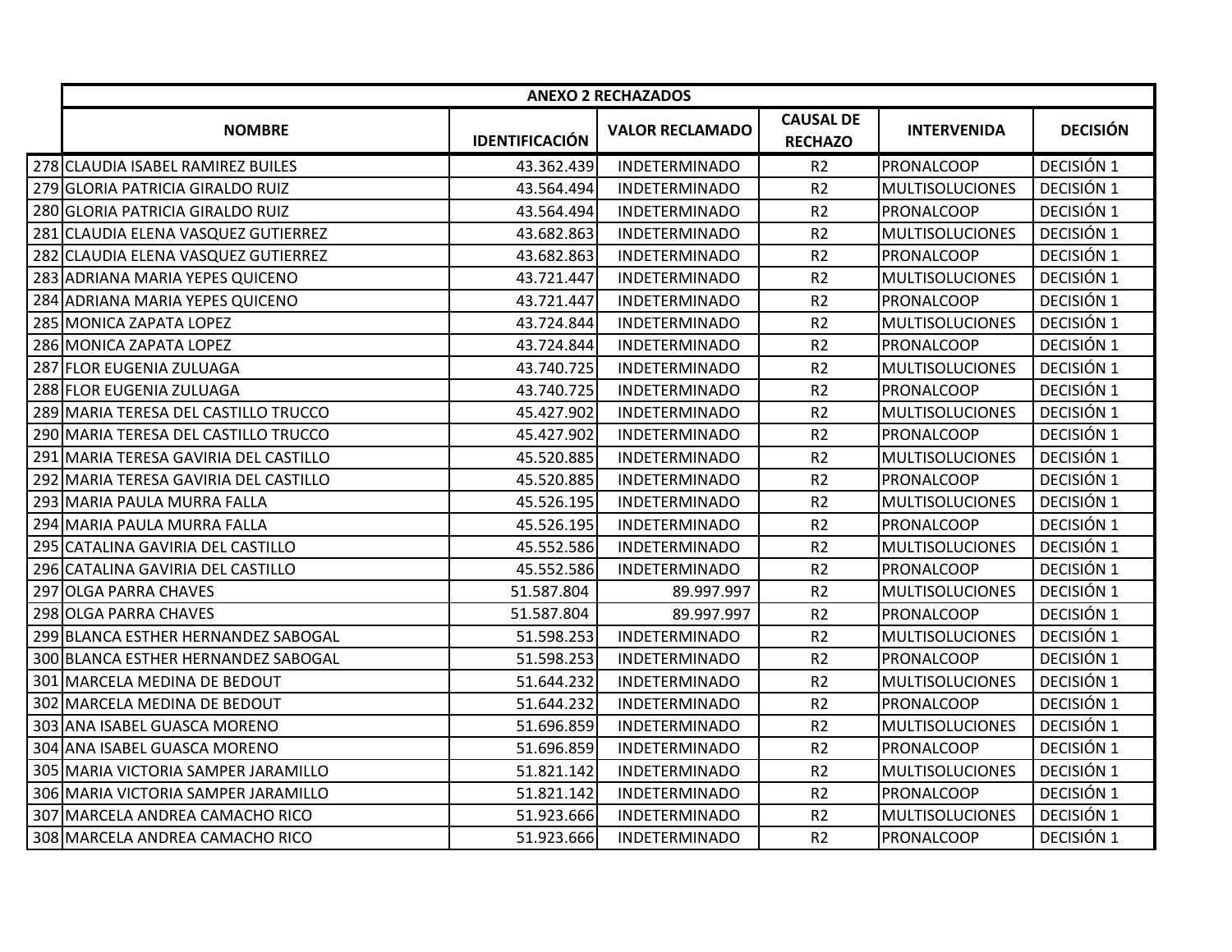| | ANEXO 2 RECHAZADOS | | | | | |
|---|---|---|---|---|---|---|
| | NOMBRE | IDENTIFICACIÓN | VALOR RECLAMADO | CAUSAL DE RECHAZO | INTERVENIDA | DECISIÓN |
| 278 | CLAUDIA ISABEL RAMIREZ BUILES | 43.362.439 | INDETERMINADO | R2 | PRONALCOOP | DECISIÓN 1 |
| 279 | GLORIA PATRICIA GIRALDO RUIZ | 43.564.494 | INDETERMINADO | R2 | MULTISOLUCIONES | DECISIÓN 1 |
| 280 | GLORIA PATRICIA GIRALDO RUIZ | 43.564.494 | INDETERMINADO | R2 | PRONALCOOP | DECISIÓN 1 |
| 281 | CLAUDIA ELENA VASQUEZ GUTIERREZ | 43.682.863 | INDETERMINADO | R2 | MULTISOLUCIONES | DECISIÓN 1 |
| 282 | CLAUDIA ELENA VASQUEZ GUTIERREZ | 43.682.863 | INDETERMINADO | R2 | PRONALCOOP | DECISIÓN 1 |
| 283 | ADRIANA MARIA YEPES QUICENO | 43.721.447 | INDETERMINADO | R2 | MULTISOLUCIONES | DECISIÓN 1 |
| 284 | ADRIANA MARIA YEPES QUICENO | 43.721.447 | INDETERMINADO | R2 | PRONALCOOP | DECISIÓN 1 |
| 285 | MONICA ZAPATA LOPEZ | 43.724.844 | INDETERMINADO | R2 | MULTISOLUCIONES | DECISIÓN 1 |
| 286 | MONICA ZAPATA LOPEZ | 43.724.844 | INDETERMINADO | R2 | PRONALCOOP | DECISIÓN 1 |
| 287 | FLOR EUGENIA ZULUAGA | 43.740.725 | INDETERMINADO | R2 | MULTISOLUCIONES | DECISIÓN 1 |
| 288 | FLOR EUGENIA ZULUAGA | 43.740.725 | INDETERMINADO | R2 | PRONALCOOP | DECISIÓN 1 |
| 289 | MARIA TERESA DEL CASTILLO TRUCCO | 45.427.902 | INDETERMINADO | R2 | MULTISOLUCIONES | DECISIÓN 1 |
| 290 | MARIA TERESA DEL CASTILLO TRUCCO | 45.427.902 | INDETERMINADO | R2 | PRONALCOOP | DECISIÓN 1 |
| 291 | MARIA TERESA GAVIRIA DEL CASTILLO | 45.520.885 | INDETERMINADO | R2 | MULTISOLUCIONES | DECISIÓN 1 |
| 292 | MARIA TERESA GAVIRIA DEL CASTILLO | 45.520.885 | INDETERMINADO | R2 | PRONALCOOP | DECISIÓN 1 |
| 293 | MARIA PAULA MURRA FALLA | 45.526.195 | INDETERMINADO | R2 | MULTISOLUCIONES | DECISIÓN 1 |
| 294 | MARIA PAULA MURRA FALLA | 45.526.195 | INDETERMINADO | R2 | PRONALCOOP | DECISIÓN 1 |
| 295 | CATALINA GAVIRIA DEL CASTILLO | 45.552.586 | INDETERMINADO | R2 | MULTISOLUCIONES | DECISIÓN 1 |
| 296 | CATALINA GAVIRIA DEL CASTILLO | 45.552.586 | INDETERMINADO | R2 | PRONALCOOP | DECISIÓN 1 |
| 297 | OLGA PARRA CHAVES | 51.587.804 | 89.997.997 | R2 | MULTISOLUCIONES | DECISIÓN 1 |
| 298 | OLGA PARRA CHAVES | 51.587.804 | 89.997.997 | R2 | PRONALCOOP | DECISIÓN 1 |
| 299 | BLANCA ESTHER HERNANDEZ SABOGAL | 51.598.253 | INDETERMINADO | R2 | MULTISOLUCIONES | DECISIÓN 1 |
| 300 | BLANCA ESTHER HERNANDEZ SABOGAL | 51.598.253 | INDETERMINADO | R2 | PRONALCOOP | DECISIÓN 1 |
| 301 | MARCELA MEDINA DE BEDOUT | 51.644.232 | INDETERMINADO | R2 | MULTISOLUCIONES | DECISIÓN 1 |
| 302 | MARCELA MEDINA DE BEDOUT | 51.644.232 | INDETERMINADO | R2 | PRONALCOOP | DECISIÓN 1 |
| 303 | ANA ISABEL GUASCA MORENO | 51.696.859 | INDETERMINADO | R2 | MULTISOLUCIONES | DECISIÓN 1 |
| 304 | ANA ISABEL GUASCA MORENO | 51.696.859 | INDETERMINADO | R2 | PRONALCOOP | DECISIÓN 1 |
| 305 | MARIA VICTORIA SAMPER JARAMILLO | 51.821.142 | INDETERMINADO | R2 | MULTISOLUCIONES | DECISIÓN 1 |
| 306 | MARIA VICTORIA SAMPER JARAMILLO | 51.821.142 | INDETERMINADO | R2 | PRONALCOOP | DECISIÓN 1 |
| 307 | MARCELA ANDREA CAMACHO RICO | 51.923.666 | INDETERMINADO | R2 | MULTISOLUCIONES | DECISIÓN 1 |
| 308 | MARCELA ANDREA CAMACHO RICO | 51.923.666 | INDETERMINADO | R2 | PRONALCOOP | DECISIÓN 1 |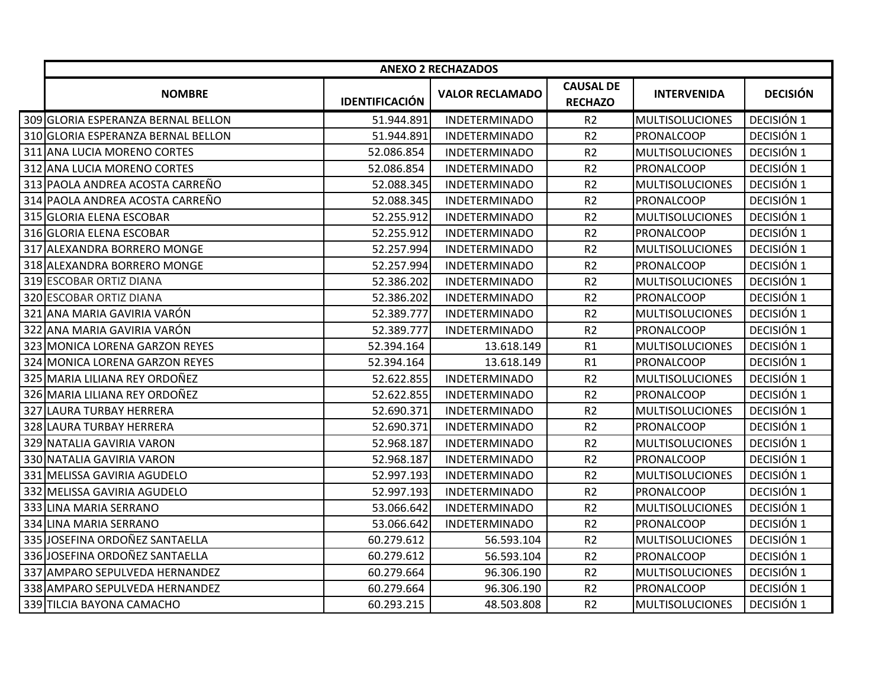| | ANEXO 2 RECHAZADOS | | | | | |
|---|---|---|---|---|---|---|
| | NOMBRE | IDENTIFICACIÓN | VALOR RECLAMADO | CAUSAL DE RECHAZO | INTERVENIDA | DECISIÓN |
| 309 | GLORIA ESPERANZA BERNAL BELLON | 51.944.891 | INDETERMINADO | R2 | MULTISOLUCIONES | DECISIÓN 1 |
| 310 | GLORIA ESPERANZA BERNAL BELLON | 51.944.891 | INDETERMINADO | R2 | PRONALCOOP | DECISIÓN 1 |
| 311 | ANA LUCIA MORENO CORTES | 52.086.854 | INDETERMINADO | R2 | MULTISOLUCIONES | DECISIÓN 1 |
| 312 | ANA LUCIA MORENO CORTES | 52.086.854 | INDETERMINADO | R2 | PRONALCOOP | DECISIÓN 1 |
| 313 | PAOLA ANDREA ACOSTA CARREÑO | 52.088.345 | INDETERMINADO | R2 | MULTISOLUCIONES | DECISIÓN 1 |
| 314 | PAOLA ANDREA ACOSTA CARREÑO | 52.088.345 | INDETERMINADO | R2 | PRONALCOOP | DECISIÓN 1 |
| 315 | GLORIA ELENA ESCOBAR | 52.255.912 | INDETERMINADO | R2 | MULTISOLUCIONES | DECISIÓN 1 |
| 316 | GLORIA ELENA ESCOBAR | 52.255.912 | INDETERMINADO | R2 | PRONALCOOP | DECISIÓN 1 |
| 317 | ALEXANDRA BORRERO MONGE | 52.257.994 | INDETERMINADO | R2 | MULTISOLUCIONES | DECISIÓN 1 |
| 318 | ALEXANDRA BORRERO MONGE | 52.257.994 | INDETERMINADO | R2 | PRONALCOOP | DECISIÓN 1 |
| 319 | ESCOBAR ORTIZ DIANA | 52.386.202 | INDETERMINADO | R2 | MULTISOLUCIONES | DECISIÓN 1 |
| 320 | ESCOBAR ORTIZ DIANA | 52.386.202 | INDETERMINADO | R2 | PRONALCOOP | DECISIÓN 1 |
| 321 | ANA MARIA GAVIRIA VARÓN | 52.389.777 | INDETERMINADO | R2 | MULTISOLUCIONES | DECISIÓN 1 |
| 322 | ANA MARIA GAVIRIA VARÓN | 52.389.777 | INDETERMINADO | R2 | PRONALCOOP | DECISIÓN 1 |
| 323 | MONICA LORENA GARZON REYES | 52.394.164 | 13.618.149 | R1 | MULTISOLUCIONES | DECISIÓN 1 |
| 324 | MONICA LORENA GARZON REYES | 52.394.164 | 13.618.149 | R1 | PRONALCOOP | DECISIÓN 1 |
| 325 | MARIA LILIANA REY ORDOÑEZ | 52.622.855 | INDETERMINADO | R2 | MULTISOLUCIONES | DECISIÓN 1 |
| 326 | MARIA LILIANA REY ORDOÑEZ | 52.622.855 | INDETERMINADO | R2 | PRONALCOOP | DECISIÓN 1 |
| 327 | LAURA TURBAY HERRERA | 52.690.371 | INDETERMINADO | R2 | MULTISOLUCIONES | DECISIÓN 1 |
| 328 | LAURA TURBAY HERRERA | 52.690.371 | INDETERMINADO | R2 | PRONALCOOP | DECISIÓN 1 |
| 329 | NATALIA GAVIRIA VARON | 52.968.187 | INDETERMINADO | R2 | MULTISOLUCIONES | DECISIÓN 1 |
| 330 | NATALIA GAVIRIA VARON | 52.968.187 | INDETERMINADO | R2 | PRONALCOOP | DECISIÓN 1 |
| 331 | MELISSA GAVIRIA AGUDELO | 52.997.193 | INDETERMINADO | R2 | MULTISOLUCIONES | DECISIÓN 1 |
| 332 | MELISSA GAVIRIA AGUDELO | 52.997.193 | INDETERMINADO | R2 | PRONALCOOP | DECISIÓN 1 |
| 333 | LINA MARIA SERRANO | 53.066.642 | INDETERMINADO | R2 | MULTISOLUCIONES | DECISIÓN 1 |
| 334 | LINA MARIA SERRANO | 53.066.642 | INDETERMINADO | R2 | PRONALCOOP | DECISIÓN 1 |
| 335 | JOSEFINA ORDOÑEZ SANTAELLA | 60.279.612 | 56.593.104 | R2 | MULTISOLUCIONES | DECISIÓN 1 |
| 336 | JOSEFINA ORDOÑEZ SANTAELLA | 60.279.612 | 56.593.104 | R2 | PRONALCOOP | DECISIÓN 1 |
| 337 | AMPARO SEPULVEDA HERNANDEZ | 60.279.664 | 96.306.190 | R2 | MULTISOLUCIONES | DECISIÓN 1 |
| 338 | AMPARO SEPULVEDA HERNANDEZ | 60.279.664 | 96.306.190 | R2 | PRONALCOOP | DECISIÓN 1 |
| 339 | TILCIA BAYONA CAMACHO | 60.293.215 | 48.503.808 | R2 | MULTISOLUCIONES | DECISIÓN 1 |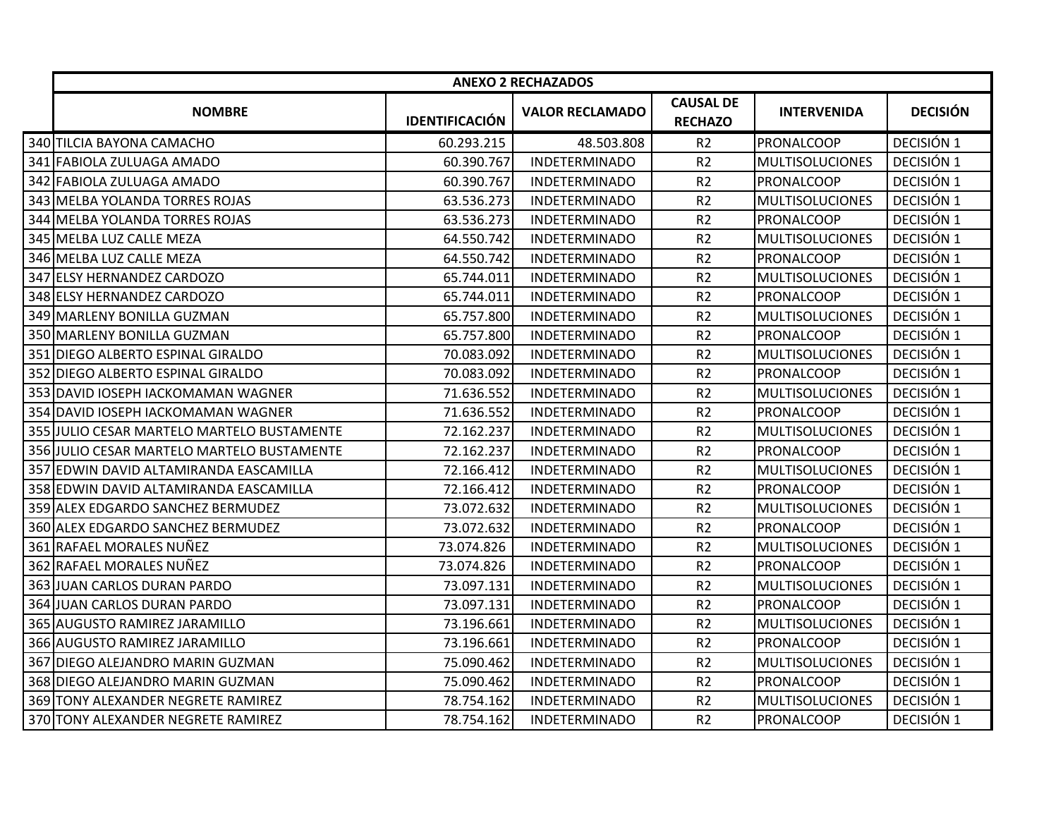| | ANEXO 2 RECHAZADOS | | | | | |
|---|---|---|---|---|---|---|
| | **NOMBRE** | **IDENTIFICACIÓN** | **VALOR RECLAMADO** | **CAUSAL DE RECHAZO** | **INTERVENIDA** | **DECISIÓN** |
| 340 | TILCIA BAYONA CAMACHO | 60.293.215 | 48.503.808 | R2 | PRONALCOOP | DECISIÓN 1 |
| 341 | FABIOLA ZULUAGA AMADO | 60.390.767 | INDETERMINADO | R2 | MULTISOLUCIONES | DECISIÓN 1 |
| 342 | FABIOLA ZULUAGA AMADO | 60.390.767 | INDETERMINADO | R2 | PRONALCOOP | DECISIÓN 1 |
| 343 | MELBA YOLANDA TORRES ROJAS | 63.536.273 | INDETERMINADO | R2 | MULTISOLUCIONES | DECISIÓN 1 |
| 344 | MELBA YOLANDA TORRES ROJAS | 63.536.273 | INDETERMINADO | R2 | PRONALCOOP | DECISIÓN 1 |
| 345 | MELBA LUZ CALLE MEZA | 64.550.742 | INDETERMINADO | R2 | MULTISOLUCIONES | DECISIÓN 1 |
| 346 | MELBA LUZ CALLE MEZA | 64.550.742 | INDETERMINADO | R2 | PRONALCOOP | DECISIÓN 1 |
| 347 | ELSY HERNANDEZ CARDOZO | 65.744.011 | INDETERMINADO | R2 | MULTISOLUCIONES | DECISIÓN 1 |
| 348 | ELSY HERNANDEZ CARDOZO | 65.744.011 | INDETERMINADO | R2 | PRONALCOOP | DECISIÓN 1 |
| 349 | MARLENY BONILLA GUZMAN | 65.757.800 | INDETERMINADO | R2 | MULTISOLUCIONES | DECISIÓN 1 |
| 350 | MARLENY BONILLA GUZMAN | 65.757.800 | INDETERMINADO | R2 | PRONALCOOP | DECISIÓN 1 |
| 351 | DIEGO ALBERTO ESPINAL GIRALDO | 70.083.092 | INDETERMINADO | R2 | MULTISOLUCIONES | DECISIÓN 1 |
| 352 | DIEGO ALBERTO ESPINAL GIRALDO | 70.083.092 | INDETERMINADO | R2 | PRONALCOOP | DECISIÓN 1 |
| 353 | DAVID IOSEPH IACKOMAMAN WAGNER | 71.636.552 | INDETERMINADO | R2 | MULTISOLUCIONES | DECISIÓN 1 |
| 354 | DAVID IOSEPH IACKOMAMAN WAGNER | 71.636.552 | INDETERMINADO | R2 | PRONALCOOP | DECISIÓN 1 |
| 355 | JULIO CESAR MARTELO MARTELO BUSTAMENTE | 72.162.237 | INDETERMINADO | R2 | MULTISOLUCIONES | DECISIÓN 1 |
| 356 | JULIO CESAR MARTELO MARTELO BUSTAMENTE | 72.162.237 | INDETERMINADO | R2 | PRONALCOOP | DECISIÓN 1 |
| 357 | EDWIN DAVID ALTAMIRANDA EASCAMILLA | 72.166.412 | INDETERMINADO | R2 | MULTISOLUCIONES | DECISIÓN 1 |
| 358 | EDWIN DAVID ALTAMIRANDA EASCAMILLA | 72.166.412 | INDETERMINADO | R2 | PRONALCOOP | DECISIÓN 1 |
| 359 | ALEX EDGARDO SANCHEZ BERMUDEZ | 73.072.632 | INDETERMINADO | R2 | MULTISOLUCIONES | DECISIÓN 1 |
| 360 | ALEX EDGARDO SANCHEZ BERMUDEZ | 73.072.632 | INDETERMINADO | R2 | PRONALCOOP | DECISIÓN 1 |
| 361 | RAFAEL MORALES NUÑEZ | 73.074.826 | INDETERMINADO | R2 | MULTISOLUCIONES | DECISIÓN 1 |
| 362 | RAFAEL MORALES NUÑEZ | 73.074.826 | INDETERMINADO | R2 | PRONALCOOP | DECISIÓN 1 |
| 363 | JUAN CARLOS DURAN PARDO | 73.097.131 | INDETERMINADO | R2 | MULTISOLUCIONES | DECISIÓN 1 |
| 364 | JUAN CARLOS DURAN PARDO | 73.097.131 | INDETERMINADO | R2 | PRONALCOOP | DECISIÓN 1 |
| 365 | AUGUSTO RAMIREZ JARAMILLO | 73.196.661 | INDETERMINADO | R2 | MULTISOLUCIONES | DECISIÓN 1 |
| 366 | AUGUSTO RAMIREZ JARAMILLO | 73.196.661 | INDETERMINADO | R2 | PRONALCOOP | DECISIÓN 1 |
| 367 | DIEGO ALEJANDRO MARIN GUZMAN | 75.090.462 | INDETERMINADO | R2 | MULTISOLUCIONES | DECISIÓN 1 |
| 368 | DIEGO ALEJANDRO MARIN GUZMAN | 75.090.462 | INDETERMINADO | R2 | PRONALCOOP | DECISIÓN 1 |
| 369 | TONY ALEXANDER NEGRETE RAMIREZ | 78.754.162 | INDETERMINADO | R2 | MULTISOLUCIONES | DECISIÓN 1 |
| 370 | TONY ALEXANDER NEGRETE RAMIREZ | 78.754.162 | INDETERMINADO | R2 | PRONALCOOP | DECISIÓN 1 |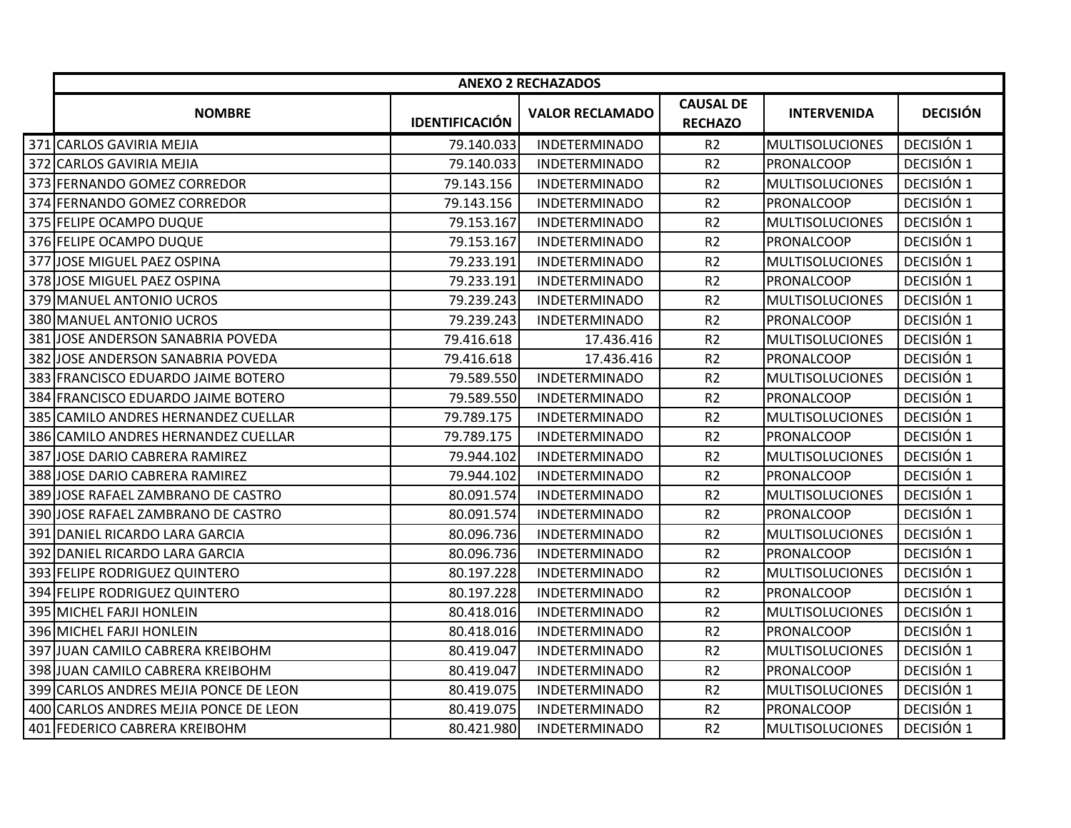| | ANEXO 2 RECHAZADOS | | | | | |
|---|---|---|---|---|---|---|
| | NOMBRE | IDENTIFICACIÓN | VALOR RECLAMADO | CAUSAL DE RECHAZO | INTERVENIDA | DECISIÓN |
| 371 | CARLOS GAVIRIA MEJIA | 79.140.033 | INDETERMINADO | R2 | MULTISOLUCIONES | DECISIÓN 1 |
| 372 | CARLOS GAVIRIA MEJIA | 79.140.033 | INDETERMINADO | R2 | PRONALCOOP | DECISIÓN 1 |
| 373 | FERNANDO GOMEZ CORREDOR | 79.143.156 | INDETERMINADO | R2 | MULTISOLUCIONES | DECISIÓN 1 |
| 374 | FERNANDO GOMEZ CORREDOR | 79.143.156 | INDETERMINADO | R2 | PRONALCOOP | DECISIÓN 1 |
| 375 | FELIPE OCAMPO DUQUE | 79.153.167 | INDETERMINADO | R2 | MULTISOLUCIONES | DECISIÓN 1 |
| 376 | FELIPE OCAMPO DUQUE | 79.153.167 | INDETERMINADO | R2 | PRONALCOOP | DECISIÓN 1 |
| 377 | JOSE MIGUEL PAEZ OSPINA | 79.233.191 | INDETERMINADO | R2 | MULTISOLUCIONES | DECISIÓN 1 |
| 378 | JOSE MIGUEL PAEZ OSPINA | 79.233.191 | INDETERMINADO | R2 | PRONALCOOP | DECISIÓN 1 |
| 379 | MANUEL ANTONIO UCROS | 79.239.243 | INDETERMINADO | R2 | MULTISOLUCIONES | DECISIÓN 1 |
| 380 | MANUEL ANTONIO UCROS | 79.239.243 | INDETERMINADO | R2 | PRONALCOOP | DECISIÓN 1 |
| 381 | JOSE ANDERSON SANABRIA POVEDA | 79.416.618 | 17.436.416 | R2 | MULTISOLUCIONES | DECISIÓN 1 |
| 382 | JOSE ANDERSON SANABRIA POVEDA | 79.416.618 | 17.436.416 | R2 | PRONALCOOP | DECISIÓN 1 |
| 383 | FRANCISCO EDUARDO JAIME BOTERO | 79.589.550 | INDETERMINADO | R2 | MULTISOLUCIONES | DECISIÓN 1 |
| 384 | FRANCISCO EDUARDO JAIME BOTERO | 79.589.550 | INDETERMINADO | R2 | PRONALCOOP | DECISIÓN 1 |
| 385 | CAMILO ANDRES HERNANDEZ CUELLAR | 79.789.175 | INDETERMINADO | R2 | MULTISOLUCIONES | DECISIÓN 1 |
| 386 | CAMILO ANDRES HERNANDEZ CUELLAR | 79.789.175 | INDETERMINADO | R2 | PRONALCOOP | DECISIÓN 1 |
| 387 | JOSE DARIO CABRERA RAMIREZ | 79.944.102 | INDETERMINADO | R2 | MULTISOLUCIONES | DECISIÓN 1 |
| 388 | JOSE DARIO CABRERA RAMIREZ | 79.944.102 | INDETERMINADO | R2 | PRONALCOOP | DECISIÓN 1 |
| 389 | JOSE RAFAEL ZAMBRANO DE CASTRO | 80.091.574 | INDETERMINADO | R2 | MULTISOLUCIONES | DECISIÓN 1 |
| 390 | JOSE RAFAEL ZAMBRANO DE CASTRO | 80.091.574 | INDETERMINADO | R2 | PRONALCOOP | DECISIÓN 1 |
| 391 | DANIEL RICARDO LARA GARCIA | 80.096.736 | INDETERMINADO | R2 | MULTISOLUCIONES | DECISIÓN 1 |
| 392 | DANIEL RICARDO LARA GARCIA | 80.096.736 | INDETERMINADO | R2 | PRONALCOOP | DECISIÓN 1 |
| 393 | FELIPE RODRIGUEZ QUINTERO | 80.197.228 | INDETERMINADO | R2 | MULTISOLUCIONES | DECISIÓN 1 |
| 394 | FELIPE RODRIGUEZ QUINTERO | 80.197.228 | INDETERMINADO | R2 | PRONALCOOP | DECISIÓN 1 |
| 395 | MICHEL FARJI HONLEIN | 80.418.016 | INDETERMINADO | R2 | MULTISOLUCIONES | DECISIÓN 1 |
| 396 | MICHEL FARJI HONLEIN | 80.418.016 | INDETERMINADO | R2 | PRONALCOOP | DECISIÓN 1 |
| 397 | JUAN CAMILO CABRERA KREIBOHM | 80.419.047 | INDETERMINADO | R2 | MULTISOLUCIONES | DECISIÓN 1 |
| 398 | JUAN CAMILO CABRERA KREIBOHM | 80.419.047 | INDETERMINADO | R2 | PRONALCOOP | DECISIÓN 1 |
| 399 | CARLOS ANDRES MEJIA PONCE DE LEON | 80.419.075 | INDETERMINADO | R2 | MULTISOLUCIONES | DECISIÓN 1 |
| 400 | CARLOS ANDRES MEJIA PONCE DE LEON | 80.419.075 | INDETERMINADO | R2 | PRONALCOOP | DECISIÓN 1 |
| 401 | FEDERICO CABRERA KREIBOHM | 80.421.980 | INDETERMINADO | R2 | MULTISOLUCIONES | DECISIÓN 1 |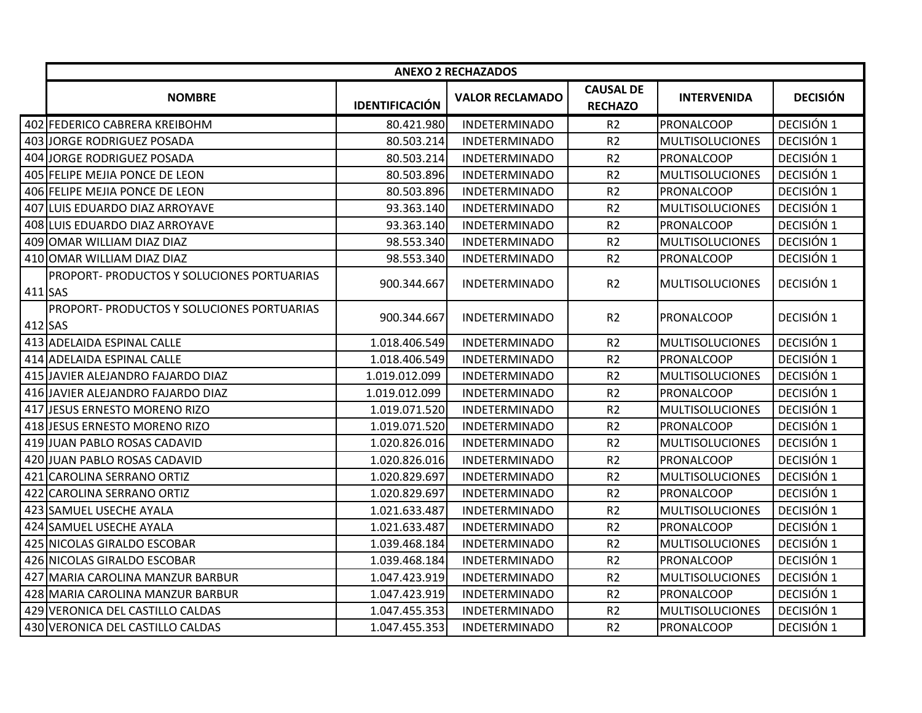| | ANEXO 2 RECHAZADOS | | | | | |
|---|---|---|---|---|---|---|
| | **NOMBRE** | **IDENTIFICACIÓN** | **VALOR RECLAMADO** | **CAUSAL DE RECHAZO** | **INTERVENIDA** | **DECISIÓN** |
| 402 | FEDERICO CABRERA KREIBOHM | 80.421.980 | INDETERMINADO | R2 | PRONALCOOP | DECISIÓN 1 |
| 403 | JORGE RODRIGUEZ POSADA | 80.503.214 | INDETERMINADO | R2 | MULTISOLUCIONES | DECISIÓN 1 |
| 404 | JORGE RODRIGUEZ POSADA | 80.503.214 | INDETERMINADO | R2 | PRONALCOOP | DECISIÓN 1 |
| 405 | FELIPE MEJIA PONCE DE LEON | 80.503.896 | INDETERMINADO | R2 | MULTISOLUCIONES | DECISIÓN 1 |
| 406 | FELIPE MEJIA PONCE DE LEON | 80.503.896 | INDETERMINADO | R2 | PRONALCOOP | DECISIÓN 1 |
| 407 | LUIS EDUARDO DIAZ ARROYAVE | 93.363.140 | INDETERMINADO | R2 | MULTISOLUCIONES | DECISIÓN 1 |
| 408 | LUIS EDUARDO DIAZ ARROYAVE | 93.363.140 | INDETERMINADO | R2 | PRONALCOOP | DECISIÓN 1 |
| 409 | OMAR WILLIAM DIAZ DIAZ | 98.553.340 | INDETERMINADO | R2 | MULTISOLUCIONES | DECISIÓN 1 |
| 410 | OMAR WILLIAM DIAZ DIAZ | 98.553.340 | INDETERMINADO | R2 | PRONALCOOP | DECISIÓN 1 |
| 411 | PROPORT- PRODUCTOS Y SOLUCIONES PORTUARIAS SAS | 900.344.667 | INDETERMINADO | R2 | MULTISOLUCIONES | DECISIÓN 1 |
| 412 | PROPORT- PRODUCTOS Y SOLUCIONES PORTUARIAS SAS | 900.344.667 | INDETERMINADO | R2 | PRONALCOOP | DECISIÓN 1 |
| 413 | ADELAIDA ESPINAL CALLE | 1.018.406.549 | INDETERMINADO | R2 | MULTISOLUCIONES | DECISIÓN 1 |
| 414 | ADELAIDA ESPINAL CALLE | 1.018.406.549 | INDETERMINADO | R2 | PRONALCOOP | DECISIÓN 1 |
| 415 | JAVIER ALEJANDRO FAJARDO DIAZ | 1.019.012.099 | INDETERMINADO | R2 | MULTISOLUCIONES | DECISIÓN 1 |
| 416 | JAVIER ALEJANDRO FAJARDO DIAZ | 1.019.012.099 | INDETERMINADO | R2 | PRONALCOOP | DECISIÓN 1 |
| 417 | JESUS ERNESTO MORENO RIZO | 1.019.071.520 | INDETERMINADO | R2 | MULTISOLUCIONES | DECISIÓN 1 |
| 418 | JESUS ERNESTO MORENO RIZO | 1.019.071.520 | INDETERMINADO | R2 | PRONALCOOP | DECISIÓN 1 |
| 419 | JUAN PABLO ROSAS CADAVID | 1.020.826.016 | INDETERMINADO | R2 | MULTISOLUCIONES | DECISIÓN 1 |
| 420 | JUAN PABLO ROSAS CADAVID | 1.020.826.016 | INDETERMINADO | R2 | PRONALCOOP | DECISIÓN 1 |
| 421 | CAROLINA SERRANO ORTIZ | 1.020.829.697 | INDETERMINADO | R2 | MULTISOLUCIONES | DECISIÓN 1 |
| 422 | CAROLINA SERRANO ORTIZ | 1.020.829.697 | INDETERMINADO | R2 | PRONALCOOP | DECISIÓN 1 |
| 423 | SAMUEL USECHE AYALA | 1.021.633.487 | INDETERMINADO | R2 | MULTISOLUCIONES | DECISIÓN 1 |
| 424 | SAMUEL USECHE AYALA | 1.021.633.487 | INDETERMINADO | R2 | PRONALCOOP | DECISIÓN 1 |
| 425 | NICOLAS GIRALDO ESCOBAR | 1.039.468.184 | INDETERMINADO | R2 | MULTISOLUCIONES | DECISIÓN 1 |
| 426 | NICOLAS GIRALDO ESCOBAR | 1.039.468.184 | INDETERMINADO | R2 | PRONALCOOP | DECISIÓN 1 |
| 427 | MARIA CAROLINA MANZUR BARBUR | 1.047.423.919 | INDETERMINADO | R2 | MULTISOLUCIONES | DECISIÓN 1 |
| 428 | MARIA CAROLINA MANZUR BARBUR | 1.047.423.919 | INDETERMINADO | R2 | PRONALCOOP | DECISIÓN 1 |
| 429 | VERONICA DEL CASTILLO CALDAS | 1.047.455.353 | INDETERMINADO | R2 | MULTISOLUCIONES | DECISIÓN 1 |
| 430 | VERONICA DEL CASTILLO CALDAS | 1.047.455.353 | INDETERMINADO | R2 | PRONALCOOP | DECISIÓN 1 |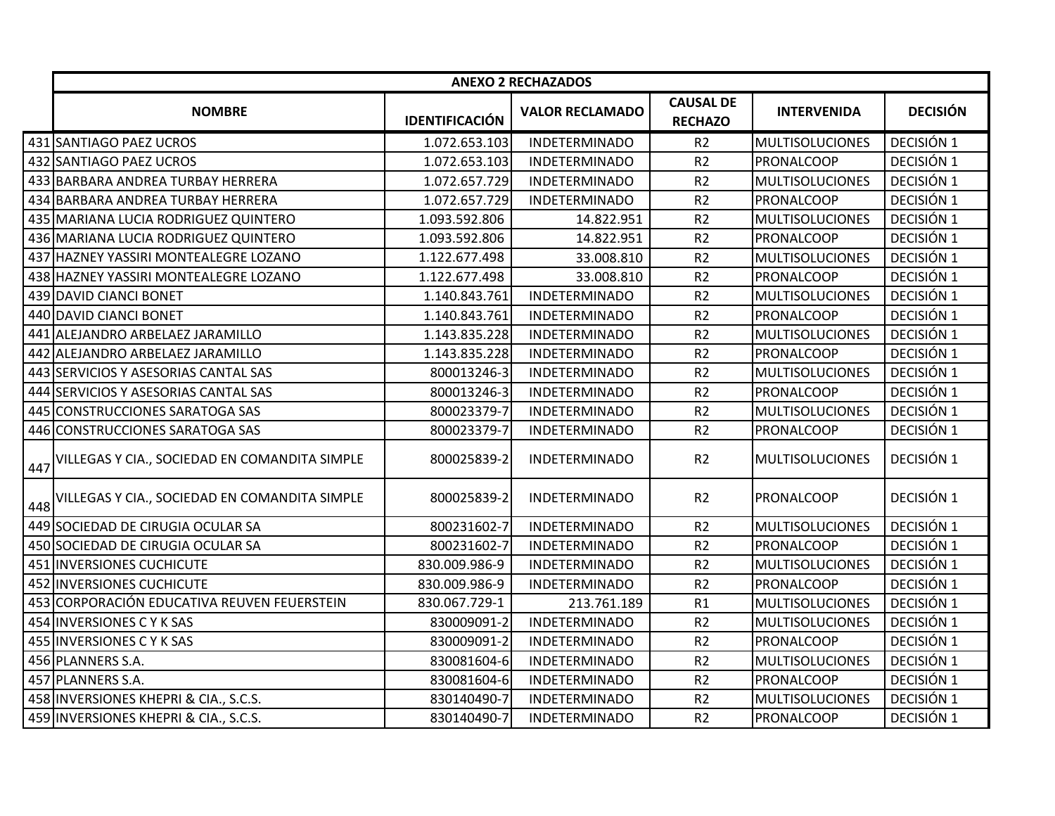| | ANEXO 2 RECHAZADOS | | | | | |
|---|---|---|---|---|---|---|
| | **NOMBRE** | **IDENTIFICACIÓN** | **VALOR RECLAMADO** | **CAUSAL DE RECHAZO** | **INTERVENIDA** | **DECISIÓN** |
| 431 | SANTIAGO PAEZ UCROS | 1.072.653.103 | INDETERMINADO | R2 | MULTISOLUCIONES | DECISIÓN 1 |
| 432 | SANTIAGO PAEZ UCROS | 1.072.653.103 | INDETERMINADO | R2 | PRONALCOOP | DECISIÓN 1 |
| 433 | BARBARA ANDREA TURBAY HERRERA | 1.072.657.729 | INDETERMINADO | R2 | MULTISOLUCIONES | DECISIÓN 1 |
| 434 | BARBARA ANDREA TURBAY HERRERA | 1.072.657.729 | INDETERMINADO | R2 | PRONALCOOP | DECISIÓN 1 |
| 435 | MARIANA LUCIA RODRIGUEZ QUINTERO | 1.093.592.806 | 14.822.951 | R2 | MULTISOLUCIONES | DECISIÓN 1 |
| 436 | MARIANA LUCIA RODRIGUEZ QUINTERO | 1.093.592.806 | 14.822.951 | R2 | PRONALCOOP | DECISIÓN 1 |
| 437 | HAZNEY YASSIRI MONTEALEGRE LOZANO | 1.122.677.498 | 33.008.810 | R2 | MULTISOLUCIONES | DECISIÓN 1 |
| 438 | HAZNEY YASSIRI MONTEALEGRE LOZANO | 1.122.677.498 | 33.008.810 | R2 | PRONALCOOP | DECISIÓN 1 |
| 439 | DAVID CIANCI BONET | 1.140.843.761 | INDETERMINADO | R2 | MULTISOLUCIONES | DECISIÓN 1 |
| 440 | DAVID CIANCI BONET | 1.140.843.761 | INDETERMINADO | R2 | PRONALCOOP | DECISIÓN 1 |
| 441 | ALEJANDRO ARBELAEZ JARAMILLO | 1.143.835.228 | INDETERMINADO | R2 | MULTISOLUCIONES | DECISIÓN 1 |
| 442 | ALEJANDRO ARBELAEZ JARAMILLO | 1.143.835.228 | INDETERMINADO | R2 | PRONALCOOP | DECISIÓN 1 |
| 443 | SERVICIOS Y ASESORIAS CANTAL SAS | 800013246-3 | INDETERMINADO | R2 | MULTISOLUCIONES | DECISIÓN 1 |
| 444 | SERVICIOS Y ASESORIAS CANTAL SAS | 800013246-3 | INDETERMINADO | R2 | PRONALCOOP | DECISIÓN 1 |
| 445 | CONSTRUCCIONES SARATOGA SAS | 800023379-7 | INDETERMINADO | R2 | MULTISOLUCIONES | DECISIÓN 1 |
| 446 | CONSTRUCCIONES SARATOGA SAS | 800023379-7 | INDETERMINADO | R2 | PRONALCOOP | DECISIÓN 1 |
| 447 | VILLEGAS Y CIA., SOCIEDAD EN COMANDITA SIMPLE | 800025839-2 | INDETERMINADO | R2 | MULTISOLUCIONES | DECISIÓN 1 |
| 448 | VILLEGAS Y CIA., SOCIEDAD EN COMANDITA SIMPLE | 800025839-2 | INDETERMINADO | R2 | PRONALCOOP | DECISIÓN 1 |
| 449 | SOCIEDAD DE CIRUGIA OCULAR SA | 800231602-7 | INDETERMINADO | R2 | MULTISOLUCIONES | DECISIÓN 1 |
| 450 | SOCIEDAD DE CIRUGIA OCULAR SA | 800231602-7 | INDETERMINADO | R2 | PRONALCOOP | DECISIÓN 1 |
| 451 | INVERSIONES CUCHICUTE | 830.009.986-9 | INDETERMINADO | R2 | MULTISOLUCIONES | DECISIÓN 1 |
| 452 | INVERSIONES CUCHICUTE | 830.009.986-9 | INDETERMINADO | R2 | PRONALCOOP | DECISIÓN 1 |
| 453 | CORPORACIÓN EDUCATIVA REUVEN FEUERSTEIN | 830.067.729-1 | 213.761.189 | R1 | MULTISOLUCIONES | DECISIÓN 1 |
| 454 | INVERSIONES C Y K SAS | 830009091-2 | INDETERMINADO | R2 | MULTISOLUCIONES | DECISIÓN 1 |
| 455 | INVERSIONES C Y K SAS | 830009091-2 | INDETERMINADO | R2 | PRONALCOOP | DECISIÓN 1 |
| 456 | PLANNERS S.A. | 830081604-6 | INDETERMINADO | R2 | MULTISOLUCIONES | DECISIÓN 1 |
| 457 | PLANNERS S.A. | 830081604-6 | INDETERMINADO | R2 | PRONALCOOP | DECISIÓN 1 |
| 458 | INVERSIONES KHEPRI & CIA., S.C.S. | 830140490-7 | INDETERMINADO | R2 | MULTISOLUCIONES | DECISIÓN 1 |
| 459 | INVERSIONES KHEPRI & CIA., S.C.S. | 830140490-7 | INDETERMINADO | R2 | PRONALCOOP | DECISIÓN 1 |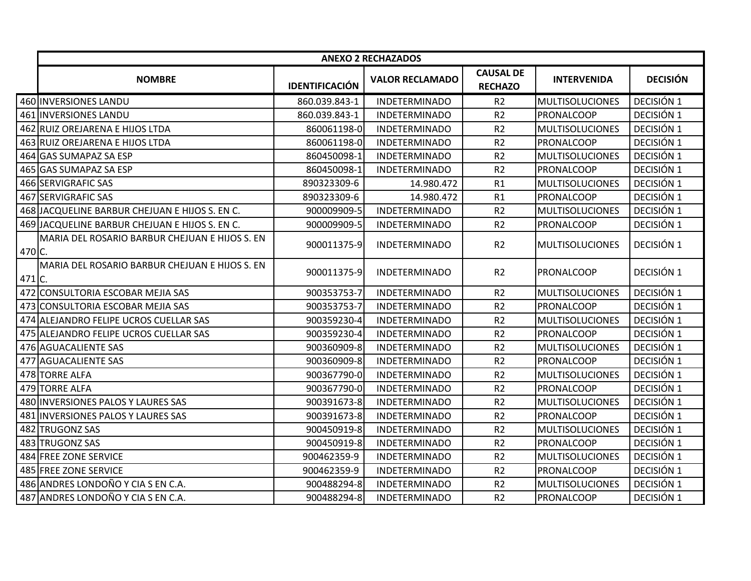| | ANEXO 2 RECHAZADOS | | | | | |
|---|---|---|---|---|---|---|
| | **NOMBRE** | **IDENTIFICACIÓN** | **VALOR RECLAMADO** | **CAUSAL DE RECHAZO** | **INTERVENIDA** | **DECISIÓN** |
| 460 | INVERSIONES LANDU | 860.039.843-1 | INDETERMINADO | R2 | MULTISOLUCIONES | DECISIÓN 1 |
| 461 | INVERSIONES LANDU | 860.039.843-1 | INDETERMINADO | R2 | PRONALCOOP | DECISIÓN 1 |
| 462 | RUIZ OREJARENA E HIJOS LTDA | 860061198-0 | INDETERMINADO | R2 | MULTISOLUCIONES | DECISIÓN 1 |
| 463 | RUIZ OREJARENA E HIJOS LTDA | 860061198-0 | INDETERMINADO | R2 | PRONALCOOP | DECISIÓN 1 |
| 464 | GAS SUMAPAZ SA ESP | 860450098-1 | INDETERMINADO | R2 | MULTISOLUCIONES | DECISIÓN 1 |
| 465 | GAS SUMAPAZ SA ESP | 860450098-1 | INDETERMINADO | R2 | PRONALCOOP | DECISIÓN 1 |
| 466 | SERVIGRAFIC SAS | 890323309-6 | 14.980.472 | R1 | MULTISOLUCIONES | DECISIÓN 1 |
| 467 | SERVIGRAFIC SAS | 890323309-6 | 14.980.472 | R1 | PRONALCOOP | DECISIÓN 1 |
| 468 | JACQUELINE BARBUR CHEJUAN E HIJOS S. EN C. | 900009909-5 | INDETERMINADO | R2 | MULTISOLUCIONES | DECISIÓN 1 |
| 469 | JACQUELINE BARBUR CHEJUAN E HIJOS S. EN C. | 900009909-5 | INDETERMINADO | R2 | PRONALCOOP | DECISIÓN 1 |
| 470 | MARIA DEL ROSARIO BARBUR CHEJUAN E HIJOS S. EN C. | 900011375-9 | INDETERMINADO | R2 | MULTISOLUCIONES | DECISIÓN 1 |
| 471 | MARIA DEL ROSARIO BARBUR CHEJUAN E HIJOS S. EN C. | 900011375-9 | INDETERMINADO | R2 | PRONALCOOP | DECISIÓN 1 |
| 472 | CONSULTORIA ESCOBAR MEJIA SAS | 900353753-7 | INDETERMINADO | R2 | MULTISOLUCIONES | DECISIÓN 1 |
| 473 | CONSULTORIA ESCOBAR MEJIA SAS | 900353753-7 | INDETERMINADO | R2 | PRONALCOOP | DECISIÓN 1 |
| 474 | ALEJANDRO FELIPE UCROS CUELLAR SAS | 900359230-4 | INDETERMINADO | R2 | MULTISOLUCIONES | DECISIÓN 1 |
| 475 | ALEJANDRO FELIPE UCROS CUELLAR SAS | 900359230-4 | INDETERMINADO | R2 | PRONALCOOP | DECISIÓN 1 |
| 476 | AGUACALIENTE SAS | 900360909-8 | INDETERMINADO | R2 | MULTISOLUCIONES | DECISIÓN 1 |
| 477 | AGUACALIENTE SAS | 900360909-8 | INDETERMINADO | R2 | PRONALCOOP | DECISIÓN 1 |
| 478 | TORRE ALFA | 900367790-0 | INDETERMINADO | R2 | MULTISOLUCIONES | DECISIÓN 1 |
| 479 | TORRE ALFA | 900367790-0 | INDETERMINADO | R2 | PRONALCOOP | DECISIÓN 1 |
| 480 | INVERSIONES PALOS Y LAURES SAS | 900391673-8 | INDETERMINADO | R2 | MULTISOLUCIONES | DECISIÓN 1 |
| 481 | INVERSIONES PALOS Y LAURES SAS | 900391673-8 | INDETERMINADO | R2 | PRONALCOOP | DECISIÓN 1 |
| 482 | TRUGONZ SAS | 900450919-8 | INDETERMINADO | R2 | MULTISOLUCIONES | DECISIÓN 1 |
| 483 | TRUGONZ SAS | 900450919-8 | INDETERMINADO | R2 | PRONALCOOP | DECISIÓN 1 |
| 484 | FREE ZONE SERVICE | 900462359-9 | INDETERMINADO | R2 | MULTISOLUCIONES | DECISIÓN 1 |
| 485 | FREE ZONE SERVICE | 900462359-9 | INDETERMINADO | R2 | PRONALCOOP | DECISIÓN 1 |
| 486 | ANDRES LONDOÑO Y CIA S EN C.A. | 900488294-8 | INDETERMINADO | R2 | MULTISOLUCIONES | DECISIÓN 1 |
| 487 | ANDRES LONDOÑO Y CIA S EN C.A. | 900488294-8 | INDETERMINADO | R2 | PRONALCOOP | DECISIÓN 1 |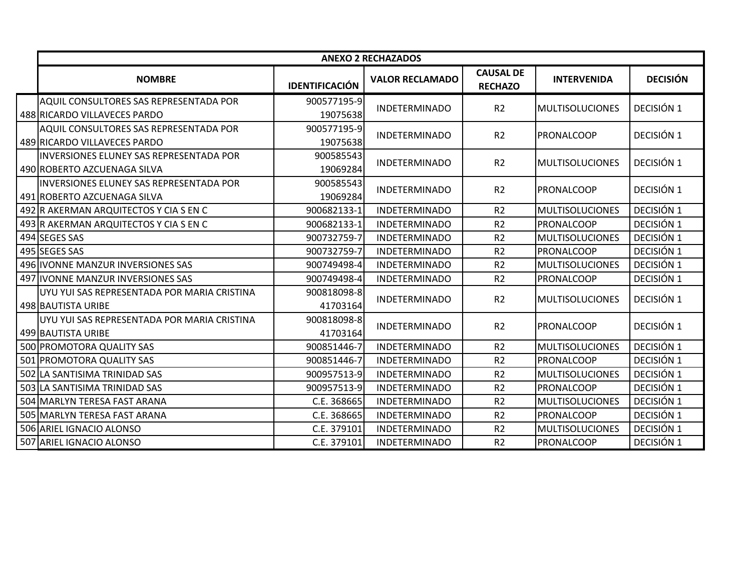| | ANEXO 2 RECHAZADOS | | | | | |
|---|---|---|---|---|---|---|
| | **NOMBRE** | **IDENTIFICACIÓN** | **VALOR RECLAMADO** | **CAUSAL DE RECHAZO** | **INTERVENIDA** | **DECISIÓN** |
| 488 | AQUIL CONSULTORES SAS REPRESENTADA POR RICARDO VILLAVECES PARDO | 900577195-9 19075638 | INDETERMINADO | R2 | MULTISOLUCIONES | DECISIÓN 1 |
| 489 | AQUIL CONSULTORES SAS REPRESENTADA POR RICARDO VILLAVECES PARDO | 900577195-9 19075638 | INDETERMINADO | R2 | PRONALCOOP | DECISIÓN 1 |
| 490 | INVERSIONES ELUNEY SAS REPRESENTADA POR ROBERTO AZCUENAGA SILVA | 900585543 19069284 | INDETERMINADO | R2 | MULTISOLUCIONES | DECISIÓN 1 |
| 491 | INVERSIONES ELUNEY SAS REPRESENTADA POR ROBERTO AZCUENAGA SILVA | 900585543 19069284 | INDETERMINADO | R2 | PRONALCOOP | DECISIÓN 1 |
| 492 | R AKERMAN ARQUITECTOS Y CIA S EN C | 900682133-1 | INDETERMINADO | R2 | MULTISOLUCIONES | DECISIÓN 1 |
| 493 | R AKERMAN ARQUITECTOS Y CIA S EN C | 900682133-1 | INDETERMINADO | R2 | PRONALCOOP | DECISIÓN 1 |
| 494 | SEGES SAS | 900732759-7 | INDETERMINADO | R2 | MULTISOLUCIONES | DECISIÓN 1 |
| 495 | SEGES SAS | 900732759-7 | INDETERMINADO | R2 | PRONALCOOP | DECISIÓN 1 |
| 496 | IVONNE MANZUR INVERSIONES SAS | 900749498-4 | INDETERMINADO | R2 | MULTISOLUCIONES | DECISIÓN 1 |
| 497 | IVONNE MANZUR INVERSIONES SAS | 900749498-4 | INDETERMINADO | R2 | PRONALCOOP | DECISIÓN 1 |
| 498 | UYU YUI SAS REPRESENTADA POR MARIA CRISTINA BAUTISTA URIBE | 900818098-8 41703164 | INDETERMINADO | R2 | MULTISOLUCIONES | DECISIÓN 1 |
| 499 | UYU YUI SAS REPRESENTADA POR MARIA CRISTINA BAUTISTA URIBE | 900818098-8 41703164 | INDETERMINADO | R2 | PRONALCOOP | DECISIÓN 1 |
| 500 | PROMOTORA QUALITY SAS | 900851446-7 | INDETERMINADO | R2 | MULTISOLUCIONES | DECISIÓN 1 |
| 501 | PROMOTORA QUALITY SAS | 900851446-7 | INDETERMINADO | R2 | PRONALCOOP | DECISIÓN 1 |
| 502 | LA SANTISIMA TRINIDAD SAS | 900957513-9 | INDETERMINADO | R2 | MULTISOLUCIONES | DECISIÓN 1 |
| 503 | LA SANTISIMA TRINIDAD SAS | 900957513-9 | INDETERMINADO | R2 | PRONALCOOP | DECISIÓN 1 |
| 504 | MARLYN TERESA FAST ARANA | C.E. 368665 | INDETERMINADO | R2 | MULTISOLUCIONES | DECISIÓN 1 |
| 505 | MARLYN TERESA FAST ARANA | C.E. 368665 | INDETERMINADO | R2 | PRONALCOOP | DECISIÓN 1 |
| 506 | ARIEL IGNACIO ALONSO | C.E. 379101 | INDETERMINADO | R2 | MULTISOLUCIONES | DECISIÓN 1 |
| 507 | ARIEL IGNACIO ALONSO | C.E. 379101 | INDETERMINADO | R2 | PRONALCOOP | DECISIÓN 1 |